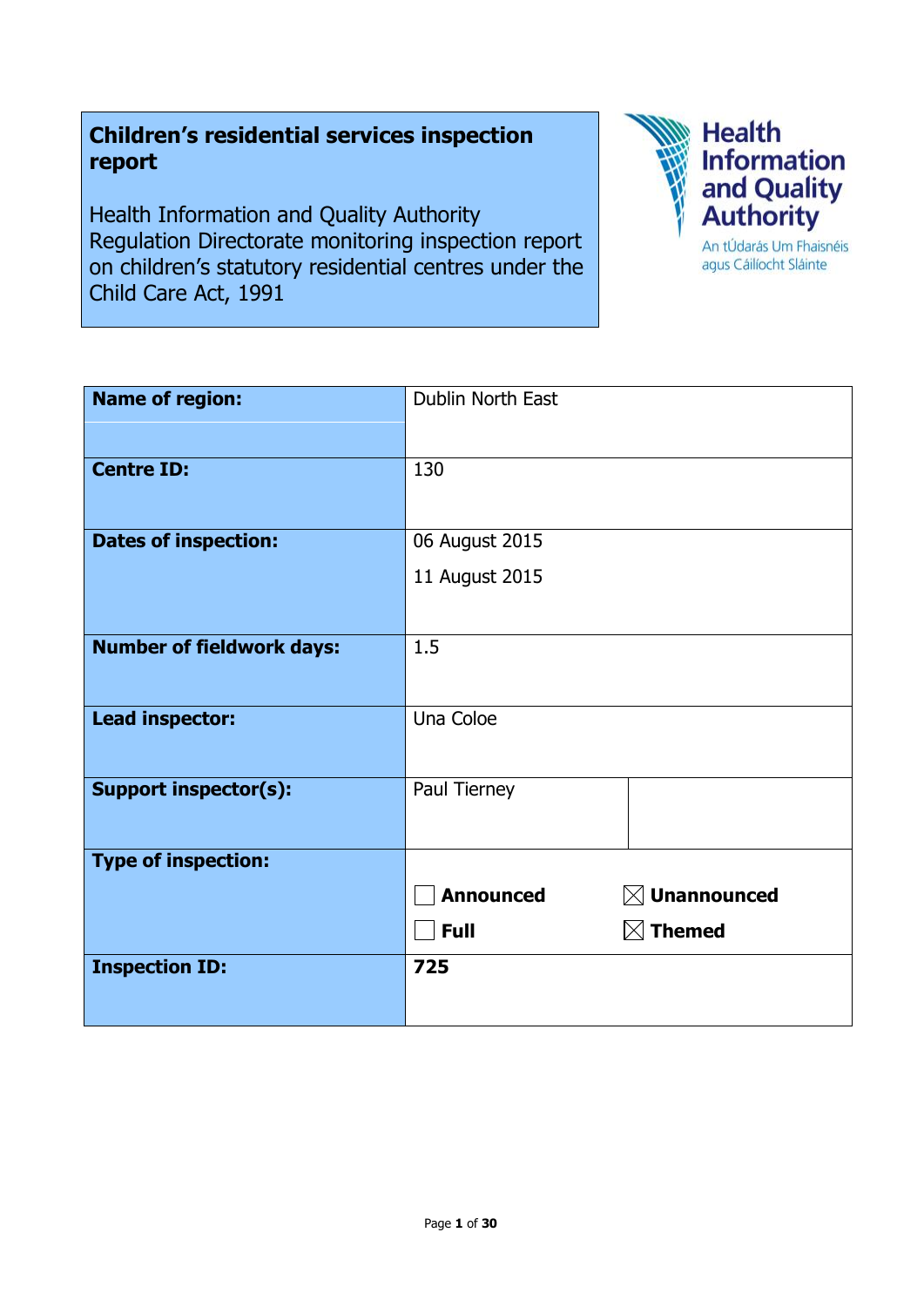**Children's residential services inspection report**

Health Information and Quality Authority
Regulation Directorate monitoring inspection report on children's statutory residential centres under the Child Care Act, 1991

Health Information and Quality Authority
An tÚdarás Um Fhaisnéis agus Cáilíocht Sláinte

| | | |
|---|---|---|
| **Name of region:** | Dublin North East | |
| **Centre ID:** | 130 | |
| **Dates of inspection:** | 06 August 2015<br>11 August 2015 | |
| **Number of fieldwork days:** | 1.5 | |
| **Lead inspector:** | Una Coloe | |
| **Support inspector(s):** | Paul Tierney | |
| **Type of inspection:** | ☐ **Announced**<br>☐ **Full** | ☒ **Unannounced**<br>☒ **Themed** |
| **Inspection ID:** | **725** | |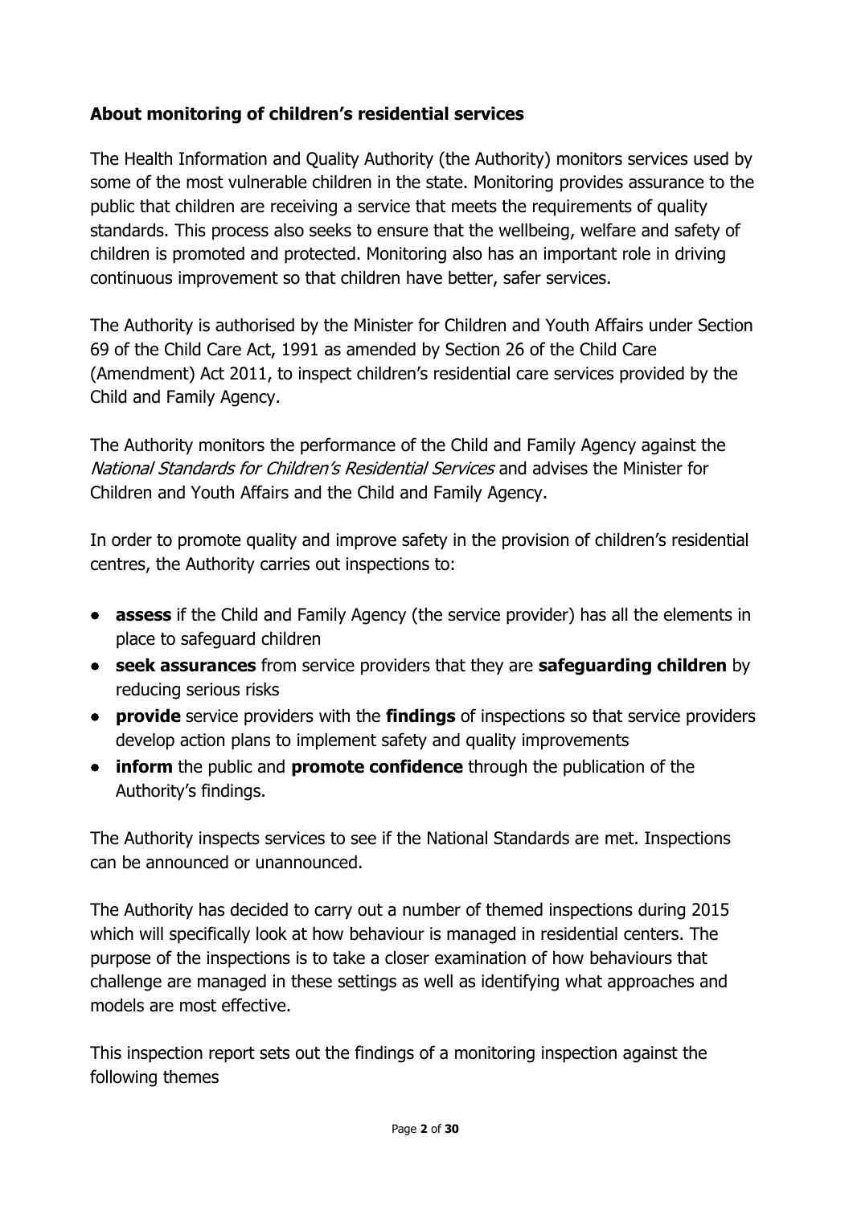## About monitoring of children's residential services

The Health Information and Quality Authority (the Authority) monitors services used by some of the most vulnerable children in the state. Monitoring provides assurance to the public that children are receiving a service that meets the requirements of quality standards. This process also seeks to ensure that the wellbeing, welfare and safety of children is promoted and protected. Monitoring also has an important role in driving continuous improvement so that children have better, safer services.

The Authority is authorised by the Minister for Children and Youth Affairs under Section 69 of the Child Care Act, 1991 as amended by Section 26 of the Child Care (Amendment) Act 2011, to inspect children's residential care services provided by the Child and Family Agency.

The Authority monitors the performance of the Child and Family Agency against the *National Standards for Children's Residential Services* and advises the Minister for Children and Youth Affairs and the Child and Family Agency.

In order to promote quality and improve safety in the provision of children's residential centres, the Authority carries out inspections to:

- **assess** if the Child and Family Agency (the service provider) has all the elements in place to safeguard children
- **seek assurances** from service providers that they are **safeguarding children** by reducing serious risks
- **provide** service providers with the **findings** of inspections so that service providers develop action plans to implement safety and quality improvements
- **inform** the public and **promote confidence** through the publication of the Authority's findings.

The Authority inspects services to see if the National Standards are met. Inspections can be announced or unannounced.

The Authority has decided to carry out a number of themed inspections during 2015 which will specifically look at how behaviour is managed in residential centers. The purpose of the inspections is to take a closer examination of how behaviours that challenge are managed in these settings as well as identifying what approaches and models are most effective.

This inspection report sets out the findings of a monitoring inspection against the following themes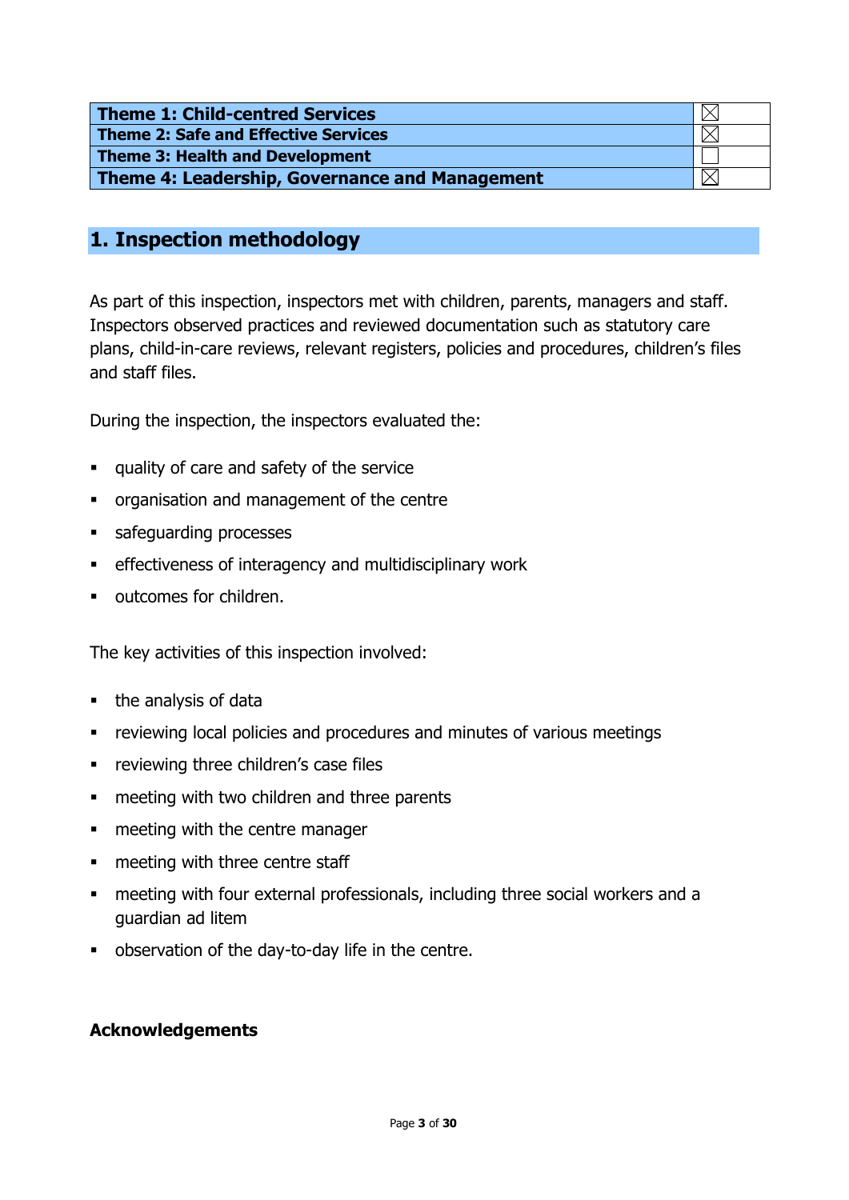| Theme | |
| --- | --- |
| **Theme 1: Child-centred Services** | ☒ |
| **Theme 2: Safe and Effective Services** | ☒ |
| **Theme 3: Health and Development** | ☐ |
| **Theme 4: Leadership, Governance and Management** | ☒ |

## 1. Inspection methodology

As part of this inspection, inspectors met with children, parents, managers and staff. Inspectors observed practices and reviewed documentation such as statutory care plans, child-in-care reviews, relevant registers, policies and procedures, children's files and staff files.

During the inspection, the inspectors evaluated the:

- quality of care and safety of the service
- organisation and management of the centre
- safeguarding processes
- effectiveness of interagency and multidisciplinary work
- outcomes for children.

The key activities of this inspection involved:

- the analysis of data
- reviewing local policies and procedures and minutes of various meetings
- reviewing three children's case files
- meeting with two children and three parents
- meeting with the centre manager
- meeting with three centre staff
- meeting with four external professionals, including three social workers and a guardian ad litem
- observation of the day-to-day life in the centre.

**Acknowledgements**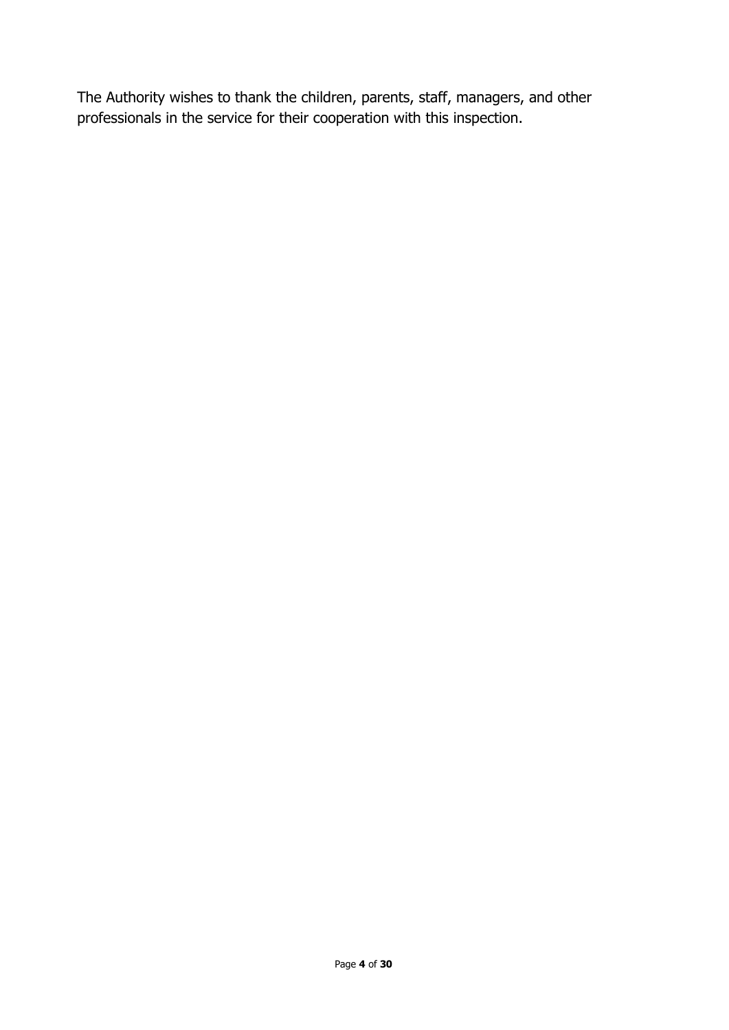The Authority wishes to thank the children, parents, staff, managers, and other professionals in the service for their cooperation with this inspection.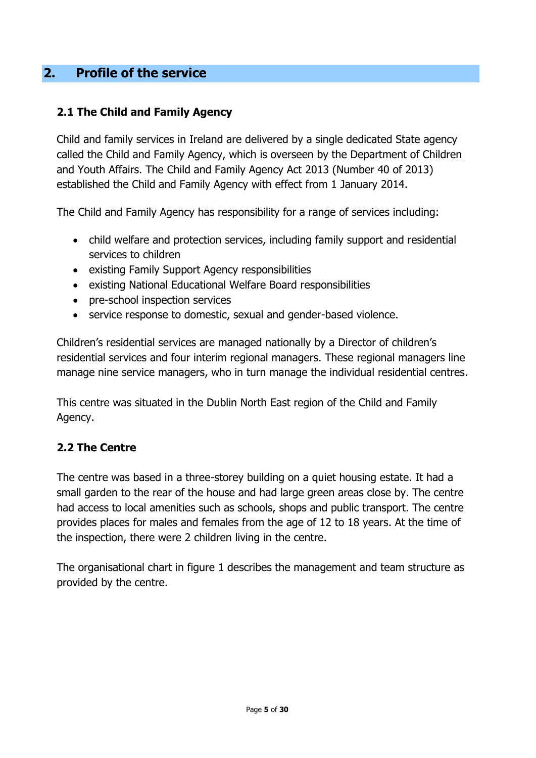## 2. Profile of the service

### 2.1 The Child and Family Agency

Child and family services in Ireland are delivered by a single dedicated State agency called the Child and Family Agency, which is overseen by the Department of Children and Youth Affairs. The Child and Family Agency Act 2013 (Number 40 of 2013) established the Child and Family Agency with effect from 1 January 2014.

The Child and Family Agency has responsibility for a range of services including:

- child welfare and protection services, including family support and residential services to children
- existing Family Support Agency responsibilities
- existing National Educational Welfare Board responsibilities
- pre-school inspection services
- service response to domestic, sexual and gender-based violence.

Children's residential services are managed nationally by a Director of children's residential services and four interim regional managers. These regional managers line manage nine service managers, who in turn manage the individual residential centres.

This centre was situated in the Dublin North East region of the Child and Family Agency.

### 2.2 The Centre

The centre was based in a three-storey building on a quiet housing estate. It had a small garden to the rear of the house and had large green areas close by. The centre had access to local amenities such as schools, shops and public transport. The centre provides places for males and females from the age of 12 to 18 years. At the time of the inspection, there were 2 children living in the centre.

The organisational chart in figure 1 describes the management and team structure as provided by the centre.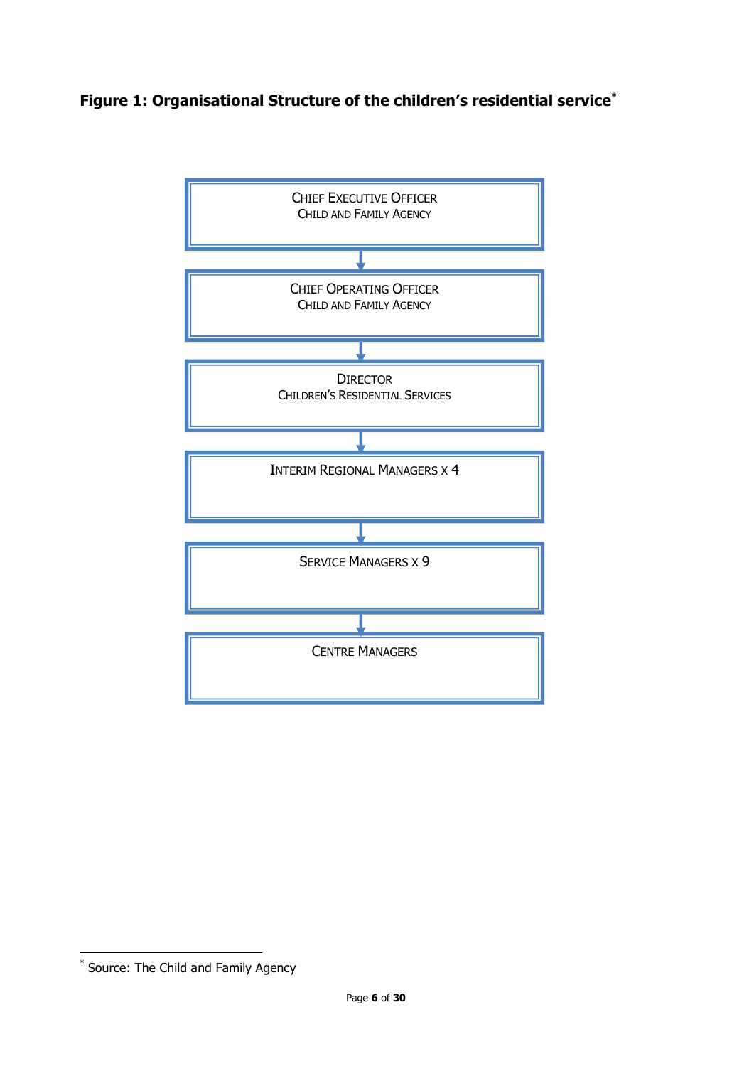**Figure 1: Organisational Structure of the children's residential service**[*]

Chief Executive Officer
Child and Family Agency

↓

Chief Operating Officer
Child and Family Agency

↓

Director
Children's Residential Services

↓

Interim Regional Managers x 4

↓

Service Managers x 9

↓

Centre Managers

---

[*] Source: The Child and Family Agency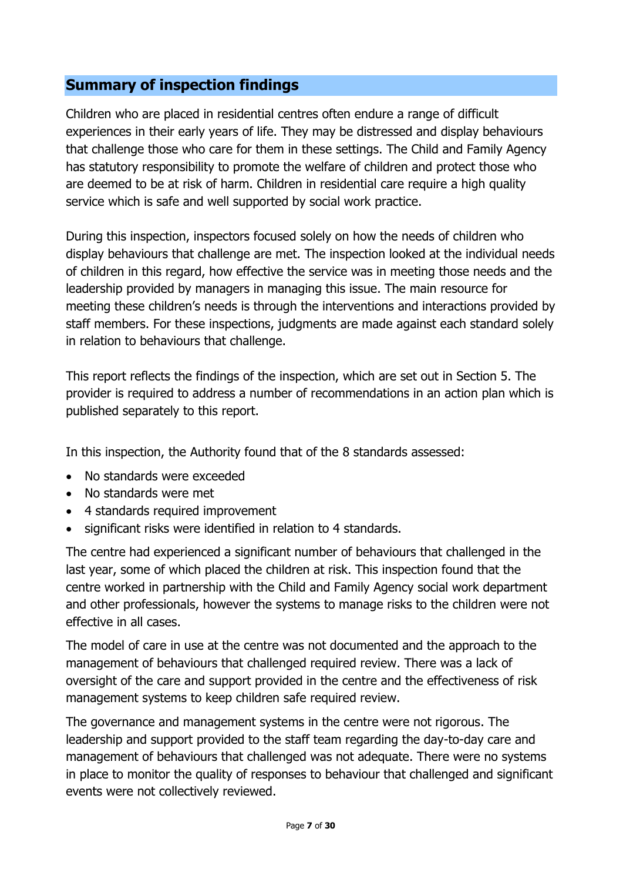## Summary of inspection findings

Children who are placed in residential centres often endure a range of difficult experiences in their early years of life. They may be distressed and display behaviours that challenge those who care for them in these settings. The Child and Family Agency has statutory responsibility to promote the welfare of children and protect those who are deemed to be at risk of harm. Children in residential care require a high quality service which is safe and well supported by social work practice.

During this inspection, inspectors focused solely on how the needs of children who display behaviours that challenge are met. The inspection looked at the individual needs of children in this regard, how effective the service was in meeting those needs and the leadership provided by managers in managing this issue. The main resource for meeting these children's needs is through the interventions and interactions provided by staff members. For these inspections, judgments are made against each standard solely in relation to behaviours that challenge.

This report reflects the findings of the inspection, which are set out in Section 5. The provider is required to address a number of recommendations in an action plan which is published separately to this report.

In this inspection, the Authority found that of the 8 standards assessed:

- No standards were exceeded
- No standards were met
- 4 standards required improvement
- significant risks were identified in relation to 4 standards.

The centre had experienced a significant number of behaviours that challenged in the last year, some of which placed the children at risk. This inspection found that the centre worked in partnership with the Child and Family Agency social work department and other professionals, however the systems to manage risks to the children were not effective in all cases.

The model of care in use at the centre was not documented and the approach to the management of behaviours that challenged required review. There was a lack of oversight of the care and support provided in the centre and the effectiveness of risk management systems to keep children safe required review.

The governance and management systems in the centre were not rigorous. The leadership and support provided to the staff team regarding the day-to-day care and management of behaviours that challenged was not adequate. There were no systems in place to monitor the quality of responses to behaviour that challenged and significant events were not collectively reviewed.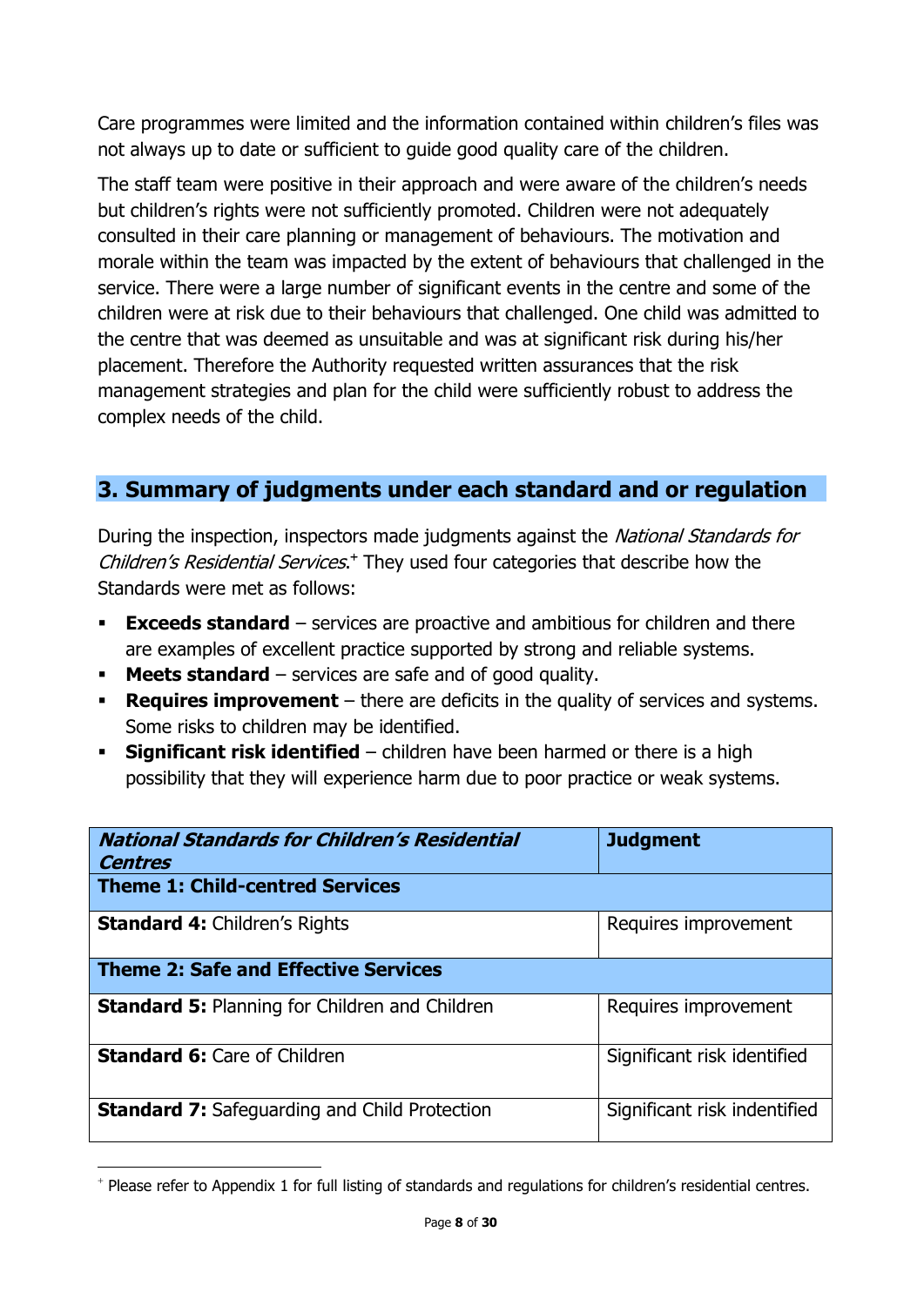Care programmes were limited and the information contained within children's files was not always up to date or sufficient to guide good quality care of the children.

The staff team were positive in their approach and were aware of the children's needs but children's rights were not sufficiently promoted. Children were not adequately consulted in their care planning or management of behaviours. The motivation and morale within the team was impacted by the extent of behaviours that challenged in the service. There were a large number of significant events in the centre and some of the children were at risk due to their behaviours that challenged. One child was admitted to the centre that was deemed as unsuitable and was at significant risk during his/her placement. Therefore the Authority requested written assurances that the risk management strategies and plan for the child were sufficiently robust to address the complex needs of the child.

## 3. Summary of judgments under each standard and or regulation

During the inspection, inspectors made judgments against the *National Standards for Children's Residential Services*.[+] They used four categories that describe how the Standards were met as follows:

- **Exceeds standard** – services are proactive and ambitious for children and there are examples of excellent practice supported by strong and reliable systems.
- **Meets standard** – services are safe and of good quality.
- **Requires improvement** – there are deficits in the quality of services and systems. Some risks to children may be identified.
- **Significant risk identified** – children have been harmed or there is a high possibility that they will experience harm due to poor practice or weak systems.

| ***National Standards for Children's Residential Centres*** | **Judgment** |
|---|---|
| **Theme 1: Child-centred Services** | |
| **Standard 4:** Children's Rights | Requires improvement |
| **Theme 2: Safe and Effective Services** | |
| **Standard 5:** Planning for Children and Children | Requires improvement |
| **Standard 6:** Care of Children | Significant risk identified |
| **Standard 7:** Safeguarding and Child Protection | Significant risk indentified |

[+] Please refer to Appendix 1 for full listing of standards and regulations for children's residential centres.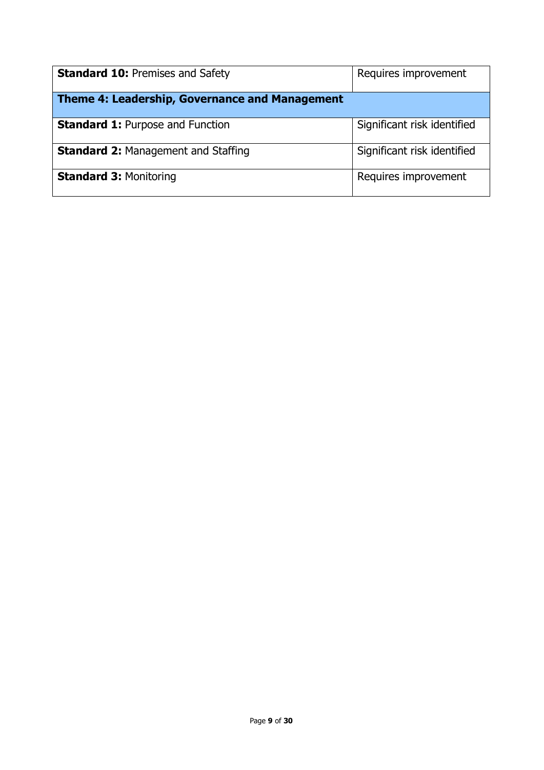| **Standard 10:** Premises and Safety | Requires improvement |
|---|---|
| **Theme 4: Leadership, Governance and Management** | |
| **Standard 1:** Purpose and Function | Significant risk identified |
| **Standard 2:** Management and Staffing | Significant risk identified |
| **Standard 3:** Monitoring | Requires improvement |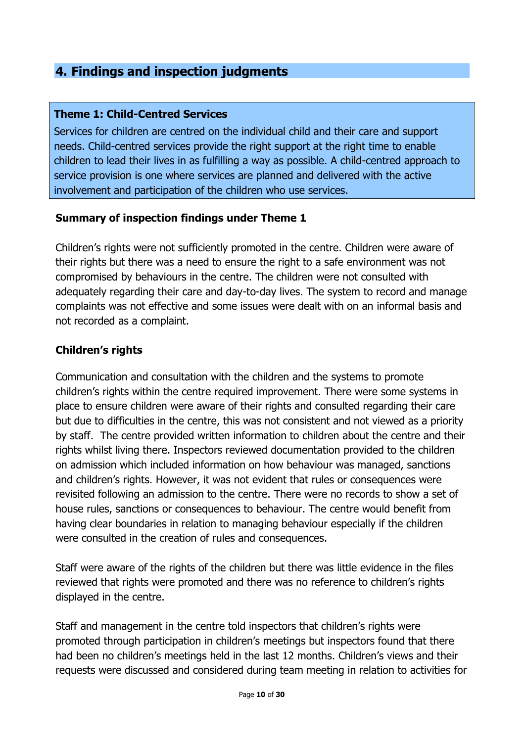## 4. Findings and inspection judgments

> **Theme 1: Child-Centred Services**
>
> Services for children are centred on the individual child and their care and support needs. Child-centred services provide the right support at the right time to enable children to lead their lives in as fulfilling a way as possible. A child-centred approach to service provision is one where services are planned and delivered with the active involvement and participation of the children who use services.

**Summary of inspection findings under Theme 1**

Children's rights were not sufficiently promoted in the centre. Children were aware of their rights but there was a need to ensure the right to a safe environment was not compromised by behaviours in the centre. The children were not consulted with adequately regarding their care and day-to-day lives. The system to record and manage complaints was not effective and some issues were dealt with on an informal basis and not recorded as a complaint.

**Children's rights**

Communication and consultation with the children and the systems to promote children's rights within the centre required improvement. There were some systems in place to ensure children were aware of their rights and consulted regarding their care but due to difficulties in the centre, this was not consistent and not viewed as a priority by staff. The centre provided written information to children about the centre and their rights whilst living there. Inspectors reviewed documentation provided to the children on admission which included information on how behaviour was managed, sanctions and children's rights. However, it was not evident that rules or consequences were revisited following an admission to the centre. There were no records to show a set of house rules, sanctions or consequences to behaviour. The centre would benefit from having clear boundaries in relation to managing behaviour especially if the children were consulted in the creation of rules and consequences.

Staff were aware of the rights of the children but there was little evidence in the files reviewed that rights were promoted and there was no reference to children's rights displayed in the centre.

Staff and management in the centre told inspectors that children's rights were promoted through participation in children's meetings but inspectors found that there had been no children's meetings held in the last 12 months. Children's views and their requests were discussed and considered during team meeting in relation to activities for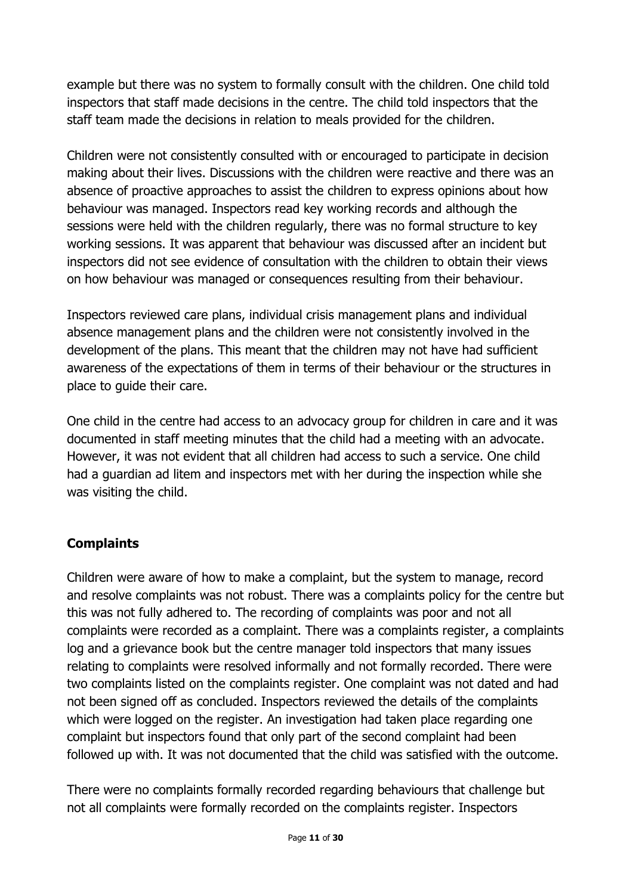example but there was no system to formally consult with the children. One child told inspectors that staff made decisions in the centre. The child told inspectors that the staff team made the decisions in relation to meals provided for the children.

Children were not consistently consulted with or encouraged to participate in decision making about their lives. Discussions with the children were reactive and there was an absence of proactive approaches to assist the children to express opinions about how behaviour was managed. Inspectors read key working records and although the sessions were held with the children regularly, there was no formal structure to key working sessions. It was apparent that behaviour was discussed after an incident but inspectors did not see evidence of consultation with the children to obtain their views on how behaviour was managed or consequences resulting from their behaviour.

Inspectors reviewed care plans, individual crisis management plans and individual absence management plans and the children were not consistently involved in the development of the plans. This meant that the children may not have had sufficient awareness of the expectations of them in terms of their behaviour or the structures in place to guide their care.

One child in the centre had access to an advocacy group for children in care and it was documented in staff meeting minutes that the child had a meeting with an advocate. However, it was not evident that all children had access to such a service. One child had a guardian ad litem and inspectors met with her during the inspection while she was visiting the child.

## Complaints

Children were aware of how to make a complaint, but the system to manage, record and resolve complaints was not robust. There was a complaints policy for the centre but this was not fully adhered to. The recording of complaints was poor and not all complaints were recorded as a complaint. There was a complaints register, a complaints log and a grievance book but the centre manager told inspectors that many issues relating to complaints were resolved informally and not formally recorded. There were two complaints listed on the complaints register. One complaint was not dated and had not been signed off as concluded. Inspectors reviewed the details of the complaints which were logged on the register. An investigation had taken place regarding one complaint but inspectors found that only part of the second complaint had been followed up with. It was not documented that the child was satisfied with the outcome.

There were no complaints formally recorded regarding behaviours that challenge but not all complaints were formally recorded on the complaints register. Inspectors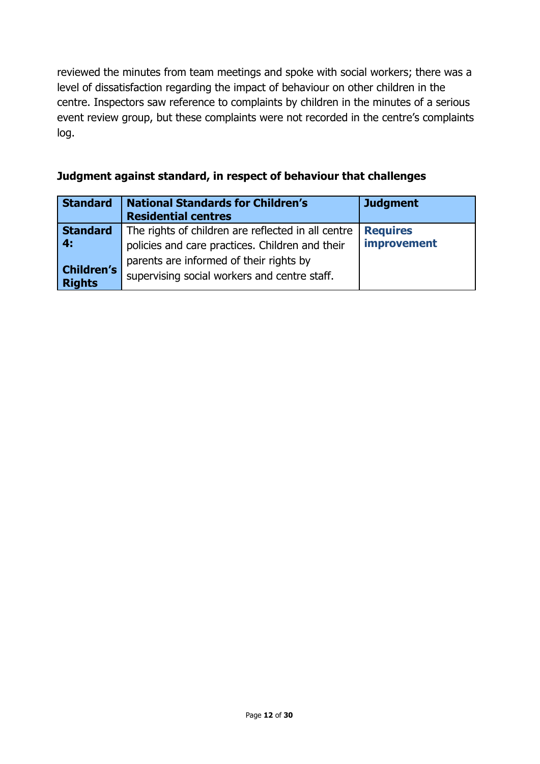reviewed the minutes from team meetings and spoke with social workers; there was a level of dissatisfaction regarding the impact of behaviour on other children in the centre. Inspectors saw reference to complaints by children in the minutes of a serious event review group, but these complaints were not recorded in the centre's complaints log.

**Judgment against standard, in respect of behaviour that challenges**

| Standard | National Standards for Children's Residential centres | Judgment |
|---|---|---|
| **Standard 4:** **Children's Rights** | The rights of children are reflected in all centre policies and care practices. Children and their parents are informed of their rights by supervising social workers and centre staff. | **Requires improvement** |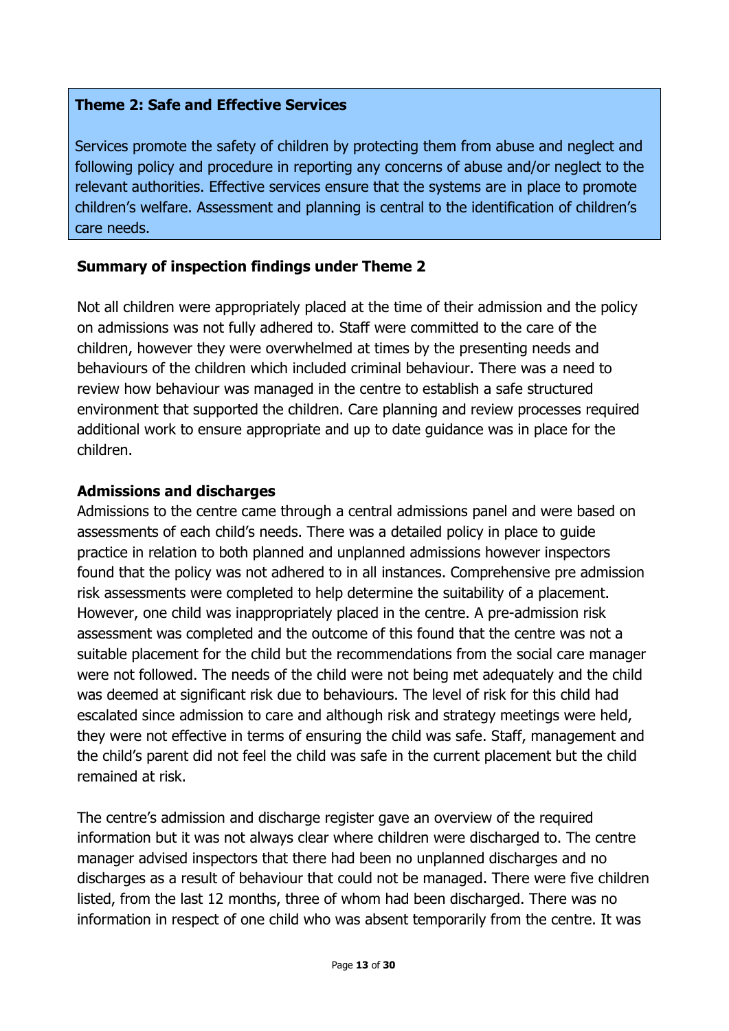**Theme 2: Safe and Effective Services**

Services promote the safety of children by protecting them from abuse and neglect and following policy and procedure in reporting any concerns of abuse and/or neglect to the relevant authorities. Effective services ensure that the systems are in place to promote children's welfare. Assessment and planning is central to the identification of children's care needs.

**Summary of inspection findings under Theme 2**

Not all children were appropriately placed at the time of their admission and the policy on admissions was not fully adhered to. Staff were committed to the care of the children, however they were overwhelmed at times by the presenting needs and behaviours of the children which included criminal behaviour. There was a need to review how behaviour was managed in the centre to establish a safe structured environment that supported the children. Care planning and review processes required additional work to ensure appropriate and up to date guidance was in place for the children.

**Admissions and discharges**

Admissions to the centre came through a central admissions panel and were based on assessments of each child's needs. There was a detailed policy in place to guide practice in relation to both planned and unplanned admissions however inspectors found that the policy was not adhered to in all instances. Comprehensive pre admission risk assessments were completed to help determine the suitability of a placement. However, one child was inappropriately placed in the centre. A pre-admission risk assessment was completed and the outcome of this found that the centre was not a suitable placement for the child but the recommendations from the social care manager were not followed. The needs of the child were not being met adequately and the child was deemed at significant risk due to behaviours. The level of risk for this child had escalated since admission to care and although risk and strategy meetings were held, they were not effective in terms of ensuring the child was safe. Staff, management and the child's parent did not feel the child was safe in the current placement but the child remained at risk.

The centre's admission and discharge register gave an overview of the required information but it was not always clear where children were discharged to. The centre manager advised inspectors that there had been no unplanned discharges and no discharges as a result of behaviour that could not be managed. There were five children listed, from the last 12 months, three of whom had been discharged. There was no information in respect of one child who was absent temporarily from the centre. It was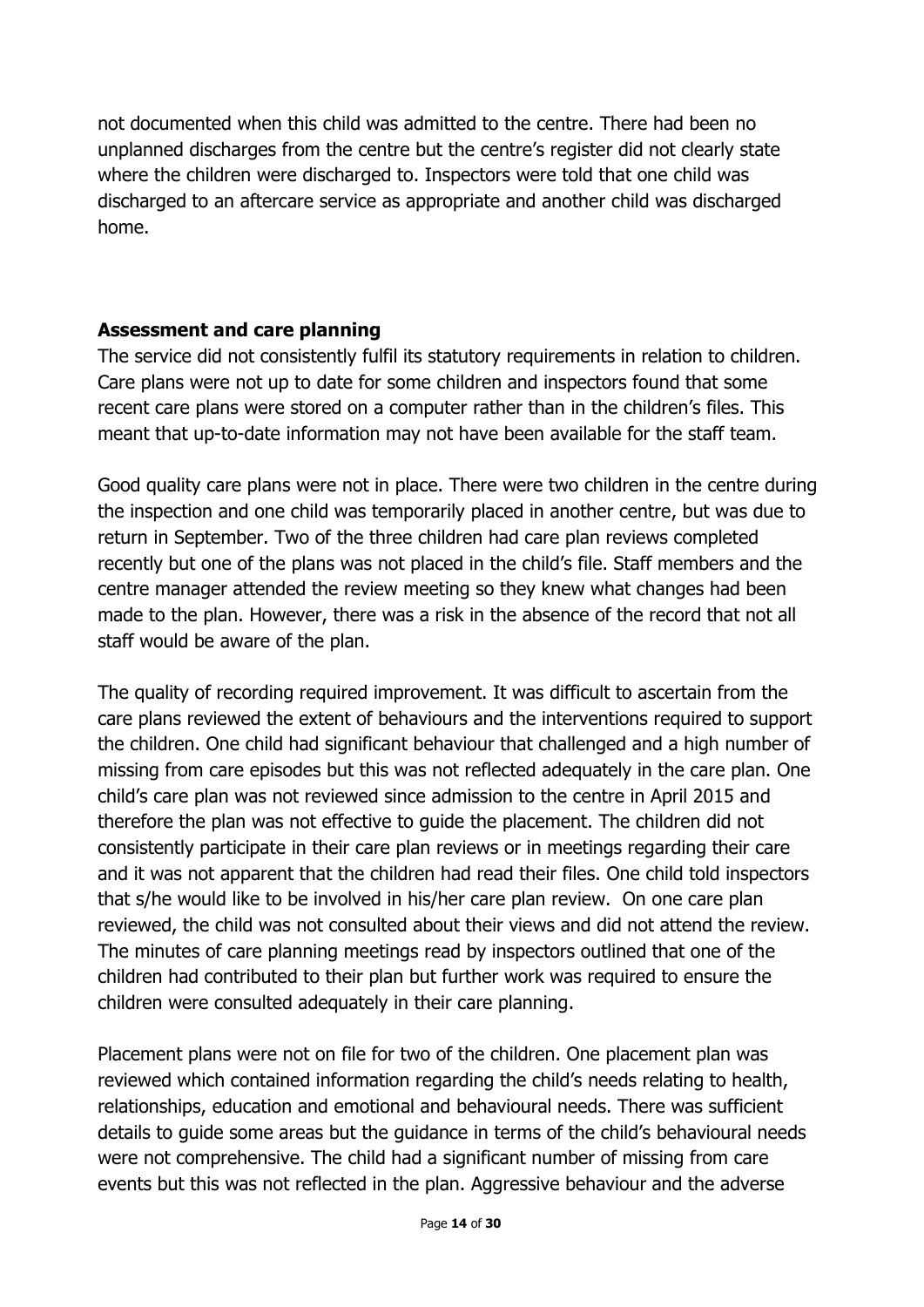not documented when this child was admitted to the centre. There had been no unplanned discharges from the centre but the centre's register did not clearly state where the children were discharged to. Inspectors were told that one child was discharged to an aftercare service as appropriate and another child was discharged home.

**Assessment and care planning**

The service did not consistently fulfil its statutory requirements in relation to children. Care plans were not up to date for some children and inspectors found that some recent care plans were stored on a computer rather than in the children's files. This meant that up-to-date information may not have been available for the staff team.

Good quality care plans were not in place. There were two children in the centre during the inspection and one child was temporarily placed in another centre, but was due to return in September. Two of the three children had care plan reviews completed recently but one of the plans was not placed in the child's file. Staff members and the centre manager attended the review meeting so they knew what changes had been made to the plan. However, there was a risk in the absence of the record that not all staff would be aware of the plan.

The quality of recording required improvement. It was difficult to ascertain from the care plans reviewed the extent of behaviours and the interventions required to support the children. One child had significant behaviour that challenged and a high number of missing from care episodes but this was not reflected adequately in the care plan. One child's care plan was not reviewed since admission to the centre in April 2015 and therefore the plan was not effective to guide the placement. The children did not consistently participate in their care plan reviews or in meetings regarding their care and it was not apparent that the children had read their files. One child told inspectors that s/he would like to be involved in his/her care plan review. On one care plan reviewed, the child was not consulted about their views and did not attend the review. The minutes of care planning meetings read by inspectors outlined that one of the children had contributed to their plan but further work was required to ensure the children were consulted adequately in their care planning.

Placement plans were not on file for two of the children. One placement plan was reviewed which contained information regarding the child's needs relating to health, relationships, education and emotional and behavioural needs. There was sufficient details to guide some areas but the guidance in terms of the child's behavioural needs were not comprehensive. The child had a significant number of missing from care events but this was not reflected in the plan. Aggressive behaviour and the adverse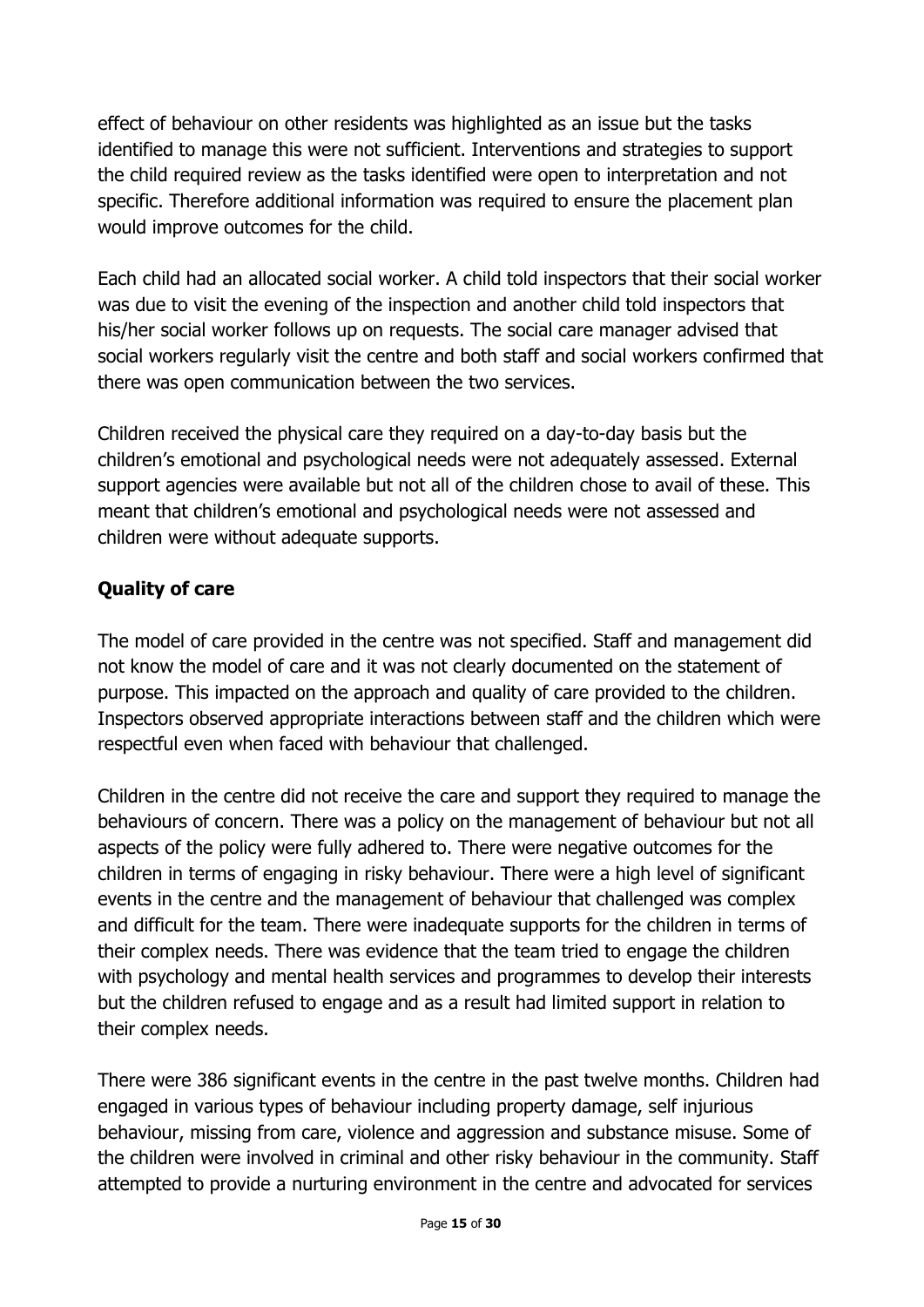effect of behaviour on other residents was highlighted as an issue but the tasks identified to manage this were not sufficient. Interventions and strategies to support the child required review as the tasks identified were open to interpretation and not specific. Therefore additional information was required to ensure the placement plan would improve outcomes for the child.

Each child had an allocated social worker. A child told inspectors that their social worker was due to visit the evening of the inspection and another child told inspectors that his/her social worker follows up on requests. The social care manager advised that social workers regularly visit the centre and both staff and social workers confirmed that there was open communication between the two services.

Children received the physical care they required on a day-to-day basis but the children's emotional and psychological needs were not adequately assessed. External support agencies were available but not all of the children chose to avail of these. This meant that children's emotional and psychological needs were not assessed and children were without adequate supports.

**Quality of care**

The model of care provided in the centre was not specified. Staff and management did not know the model of care and it was not clearly documented on the statement of purpose. This impacted on the approach and quality of care provided to the children. Inspectors observed appropriate interactions between staff and the children which were respectful even when faced with behaviour that challenged.

Children in the centre did not receive the care and support they required to manage the behaviours of concern. There was a policy on the management of behaviour but not all aspects of the policy were fully adhered to. There were negative outcomes for the children in terms of engaging in risky behaviour. There were a high level of significant events in the centre and the management of behaviour that challenged was complex and difficult for the team. There were inadequate supports for the children in terms of their complex needs. There was evidence that the team tried to engage the children with psychology and mental health services and programmes to develop their interests but the children refused to engage and as a result had limited support in relation to their complex needs.

There were 386 significant events in the centre in the past twelve months. Children had engaged in various types of behaviour including property damage, self injurious behaviour, missing from care, violence and aggression and substance misuse. Some of the children were involved in criminal and other risky behaviour in the community. Staff attempted to provide a nurturing environment in the centre and advocated for services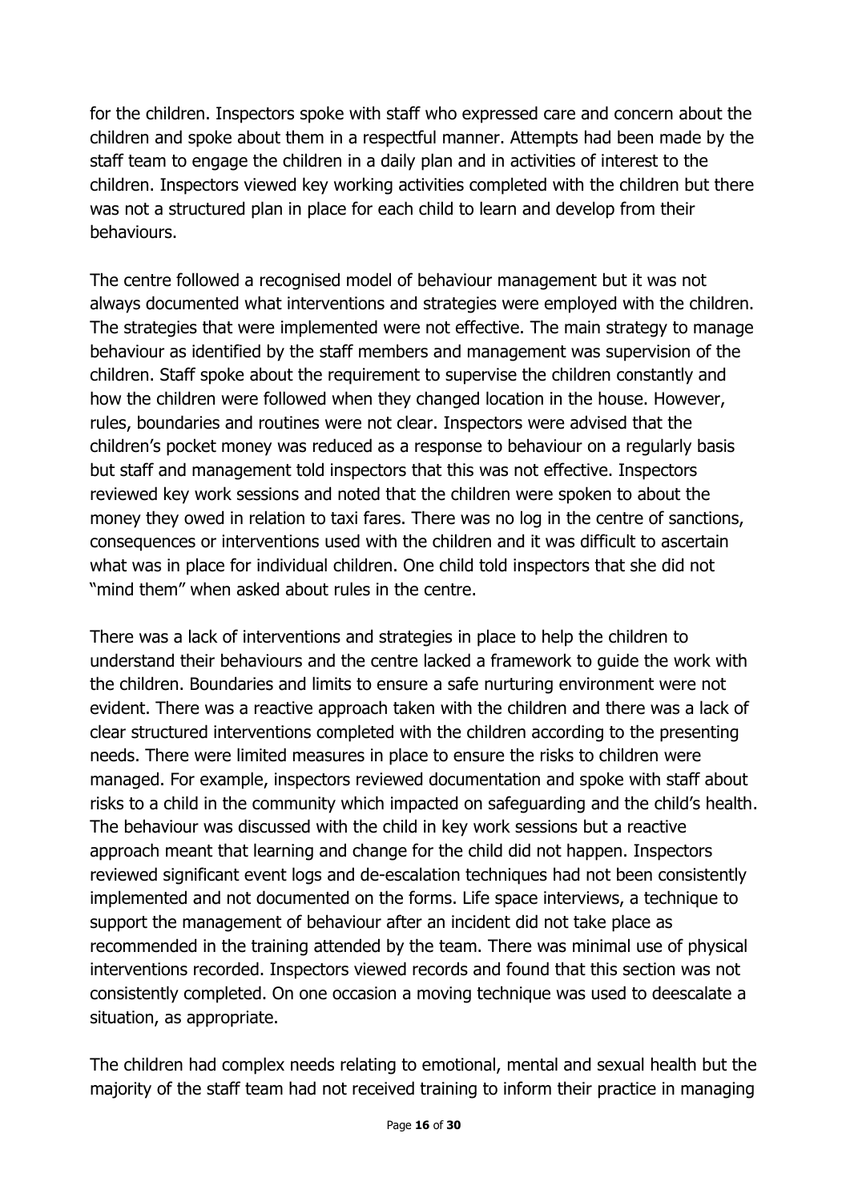for the children. Inspectors spoke with staff who expressed care and concern about the children and spoke about them in a respectful manner. Attempts had been made by the staff team to engage the children in a daily plan and in activities of interest to the children. Inspectors viewed key working activities completed with the children but there was not a structured plan in place for each child to learn and develop from their behaviours.

The centre followed a recognised model of behaviour management but it was not always documented what interventions and strategies were employed with the children. The strategies that were implemented were not effective. The main strategy to manage behaviour as identified by the staff members and management was supervision of the children. Staff spoke about the requirement to supervise the children constantly and how the children were followed when they changed location in the house. However, rules, boundaries and routines were not clear. Inspectors were advised that the children's pocket money was reduced as a response to behaviour on a regularly basis but staff and management told inspectors that this was not effective. Inspectors reviewed key work sessions and noted that the children were spoken to about the money they owed in relation to taxi fares. There was no log in the centre of sanctions, consequences or interventions used with the children and it was difficult to ascertain what was in place for individual children. One child told inspectors that she did not "mind them" when asked about rules in the centre.

There was a lack of interventions and strategies in place to help the children to understand their behaviours and the centre lacked a framework to guide the work with the children. Boundaries and limits to ensure a safe nurturing environment were not evident. There was a reactive approach taken with the children and there was a lack of clear structured interventions completed with the children according to the presenting needs. There were limited measures in place to ensure the risks to children were managed. For example, inspectors reviewed documentation and spoke with staff about risks to a child in the community which impacted on safeguarding and the child's health. The behaviour was discussed with the child in key work sessions but a reactive approach meant that learning and change for the child did not happen. Inspectors reviewed significant event logs and de-escalation techniques had not been consistently implemented and not documented on the forms. Life space interviews, a technique to support the management of behaviour after an incident did not take place as recommended in the training attended by the team. There was minimal use of physical interventions recorded. Inspectors viewed records and found that this section was not consistently completed. On one occasion a moving technique was used to deescalate a situation, as appropriate.

The children had complex needs relating to emotional, mental and sexual health but the majority of the staff team had not received training to inform their practice in managing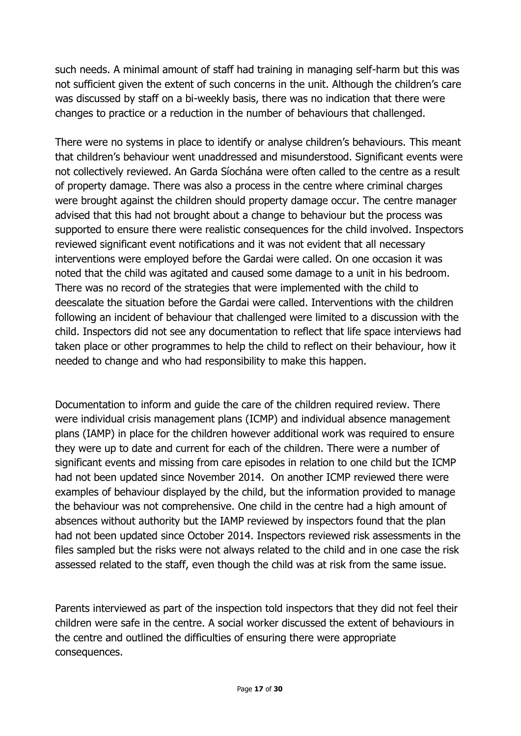such needs. A minimal amount of staff had training in managing self-harm but this was not sufficient given the extent of such concerns in the unit. Although the children's care was discussed by staff on a bi-weekly basis, there was no indication that there were changes to practice or a reduction in the number of behaviours that challenged.

There were no systems in place to identify or analyse children's behaviours. This meant that children's behaviour went unaddressed and misunderstood. Significant events were not collectively reviewed. An Garda Síochána were often called to the centre as a result of property damage. There was also a process in the centre where criminal charges were brought against the children should property damage occur. The centre manager advised that this had not brought about a change to behaviour but the process was supported to ensure there were realistic consequences for the child involved. Inspectors reviewed significant event notifications and it was not evident that all necessary interventions were employed before the Gardai were called. On one occasion it was noted that the child was agitated and caused some damage to a unit in his bedroom. There was no record of the strategies that were implemented with the child to deescalate the situation before the Gardai were called. Interventions with the children following an incident of behaviour that challenged were limited to a discussion with the child. Inspectors did not see any documentation to reflect that life space interviews had taken place or other programmes to help the child to reflect on their behaviour, how it needed to change and who had responsibility to make this happen.

Documentation to inform and guide the care of the children required review. There were individual crisis management plans (ICMP) and individual absence management plans (IAMP) in place for the children however additional work was required to ensure they were up to date and current for each of the children. There were a number of significant events and missing from care episodes in relation to one child but the ICMP had not been updated since November 2014. On another ICMP reviewed there were examples of behaviour displayed by the child, but the information provided to manage the behaviour was not comprehensive. One child in the centre had a high amount of absences without authority but the IAMP reviewed by inspectors found that the plan had not been updated since October 2014. Inspectors reviewed risk assessments in the files sampled but the risks were not always related to the child and in one case the risk assessed related to the staff, even though the child was at risk from the same issue.

Parents interviewed as part of the inspection told inspectors that they did not feel their children were safe in the centre. A social worker discussed the extent of behaviours in the centre and outlined the difficulties of ensuring there were appropriate consequences.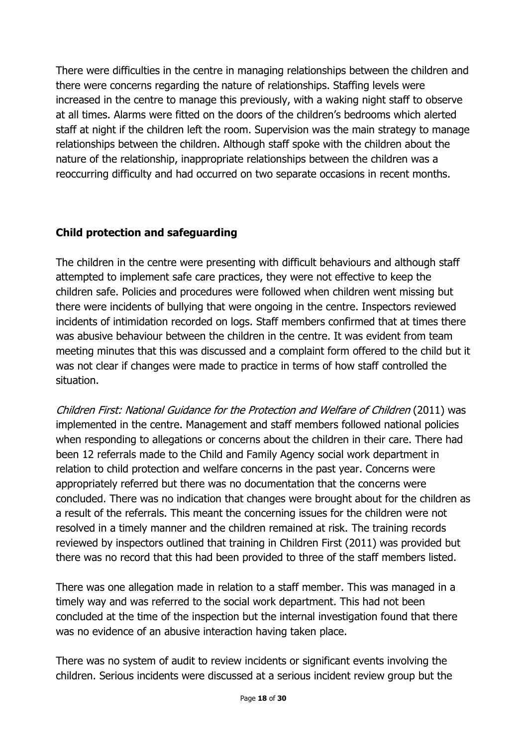There were difficulties in the centre in managing relationships between the children and there were concerns regarding the nature of relationships. Staffing levels were increased in the centre to manage this previously, with a waking night staff to observe at all times. Alarms were fitted on the doors of the children's bedrooms which alerted staff at night if the children left the room. Supervision was the main strategy to manage relationships between the children. Although staff spoke with the children about the nature of the relationship, inappropriate relationships between the children was a reoccurring difficulty and had occurred on two separate occasions in recent months.

**Child protection and safeguarding**

The children in the centre were presenting with difficult behaviours and although staff attempted to implement safe care practices, they were not effective to keep the children safe. Policies and procedures were followed when children went missing but there were incidents of bullying that were ongoing in the centre. Inspectors reviewed incidents of intimidation recorded on logs. Staff members confirmed that at times there was abusive behaviour between the children in the centre. It was evident from team meeting minutes that this was discussed and a complaint form offered to the child but it was not clear if changes were made to practice in terms of how staff controlled the situation.

*Children First: National Guidance for the Protection and Welfare of Children* (2011) was implemented in the centre. Management and staff members followed national policies when responding to allegations or concerns about the children in their care. There had been 12 referrals made to the Child and Family Agency social work department in relation to child protection and welfare concerns in the past year. Concerns were appropriately referred but there was no documentation that the concerns were concluded. There was no indication that changes were brought about for the children as a result of the referrals. This meant the concerning issues for the children were not resolved in a timely manner and the children remained at risk. The training records reviewed by inspectors outlined that training in Children First (2011) was provided but there was no record that this had been provided to three of the staff members listed.

There was one allegation made in relation to a staff member. This was managed in a timely way and was referred to the social work department. This had not been concluded at the time of the inspection but the internal investigation found that there was no evidence of an abusive interaction having taken place.

There was no system of audit to review incidents or significant events involving the children. Serious incidents were discussed at a serious incident review group but the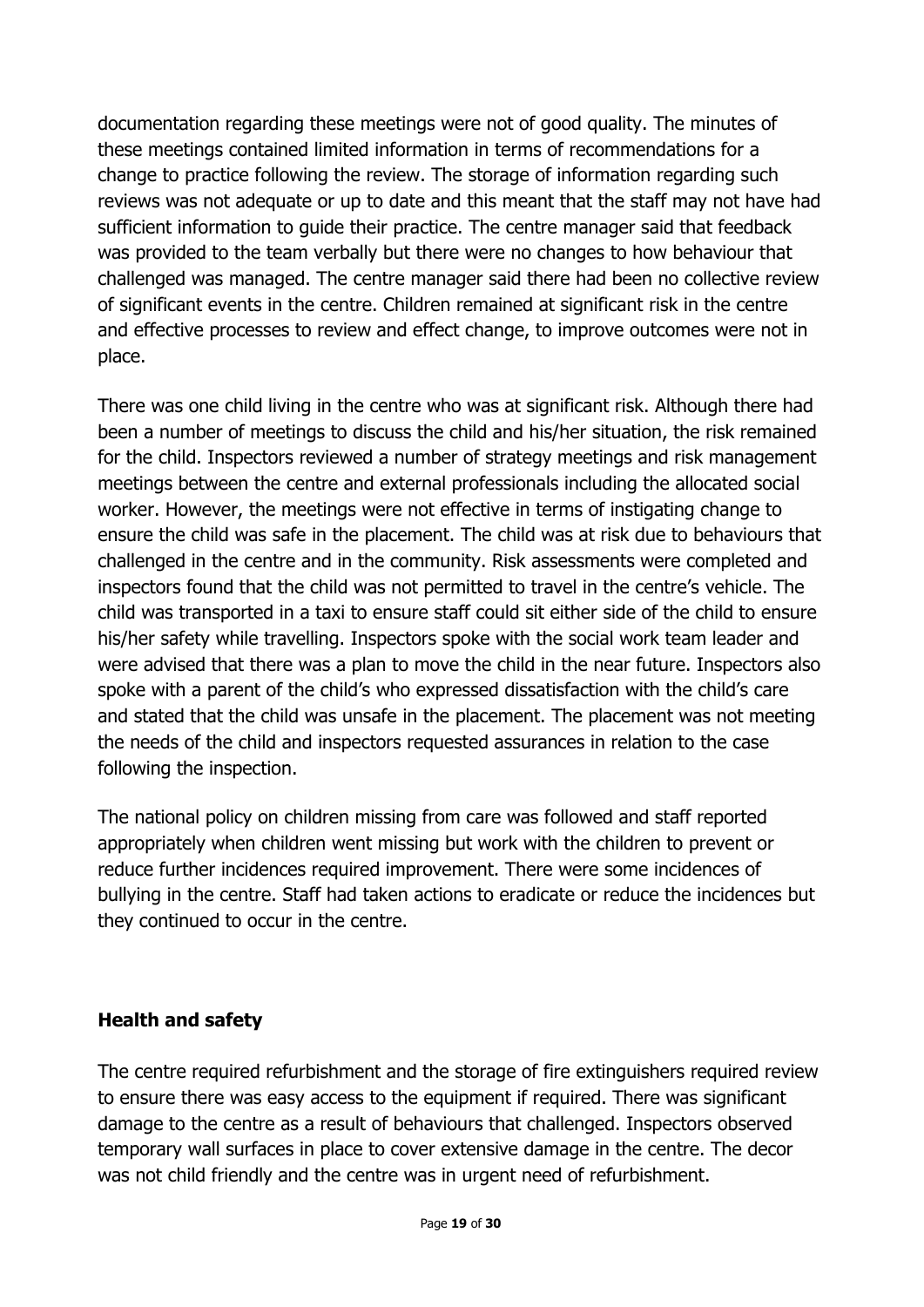documentation regarding these meetings were not of good quality. The minutes of these meetings contained limited information in terms of recommendations for a change to practice following the review. The storage of information regarding such reviews was not adequate or up to date and this meant that the staff may not have had sufficient information to guide their practice. The centre manager said that feedback was provided to the team verbally but there were no changes to how behaviour that challenged was managed. The centre manager said there had been no collective review of significant events in the centre. Children remained at significant risk in the centre and effective processes to review and effect change, to improve outcomes were not in place.

There was one child living in the centre who was at significant risk. Although there had been a number of meetings to discuss the child and his/her situation, the risk remained for the child. Inspectors reviewed a number of strategy meetings and risk management meetings between the centre and external professionals including the allocated social worker. However, the meetings were not effective in terms of instigating change to ensure the child was safe in the placement. The child was at risk due to behaviours that challenged in the centre and in the community. Risk assessments were completed and inspectors found that the child was not permitted to travel in the centre's vehicle. The child was transported in a taxi to ensure staff could sit either side of the child to ensure his/her safety while travelling. Inspectors spoke with the social work team leader and were advised that there was a plan to move the child in the near future. Inspectors also spoke with a parent of the child's who expressed dissatisfaction with the child's care and stated that the child was unsafe in the placement. The placement was not meeting the needs of the child and inspectors requested assurances in relation to the case following the inspection.

The national policy on children missing from care was followed and staff reported appropriately when children went missing but work with the children to prevent or reduce further incidences required improvement. There were some incidences of bullying in the centre. Staff had taken actions to eradicate or reduce the incidences but they continued to occur in the centre.

**Health and safety**

The centre required refurbishment and the storage of fire extinguishers required review to ensure there was easy access to the equipment if required. There was significant damage to the centre as a result of behaviours that challenged. Inspectors observed temporary wall surfaces in place to cover extensive damage in the centre. The decor was not child friendly and the centre was in urgent need of refurbishment.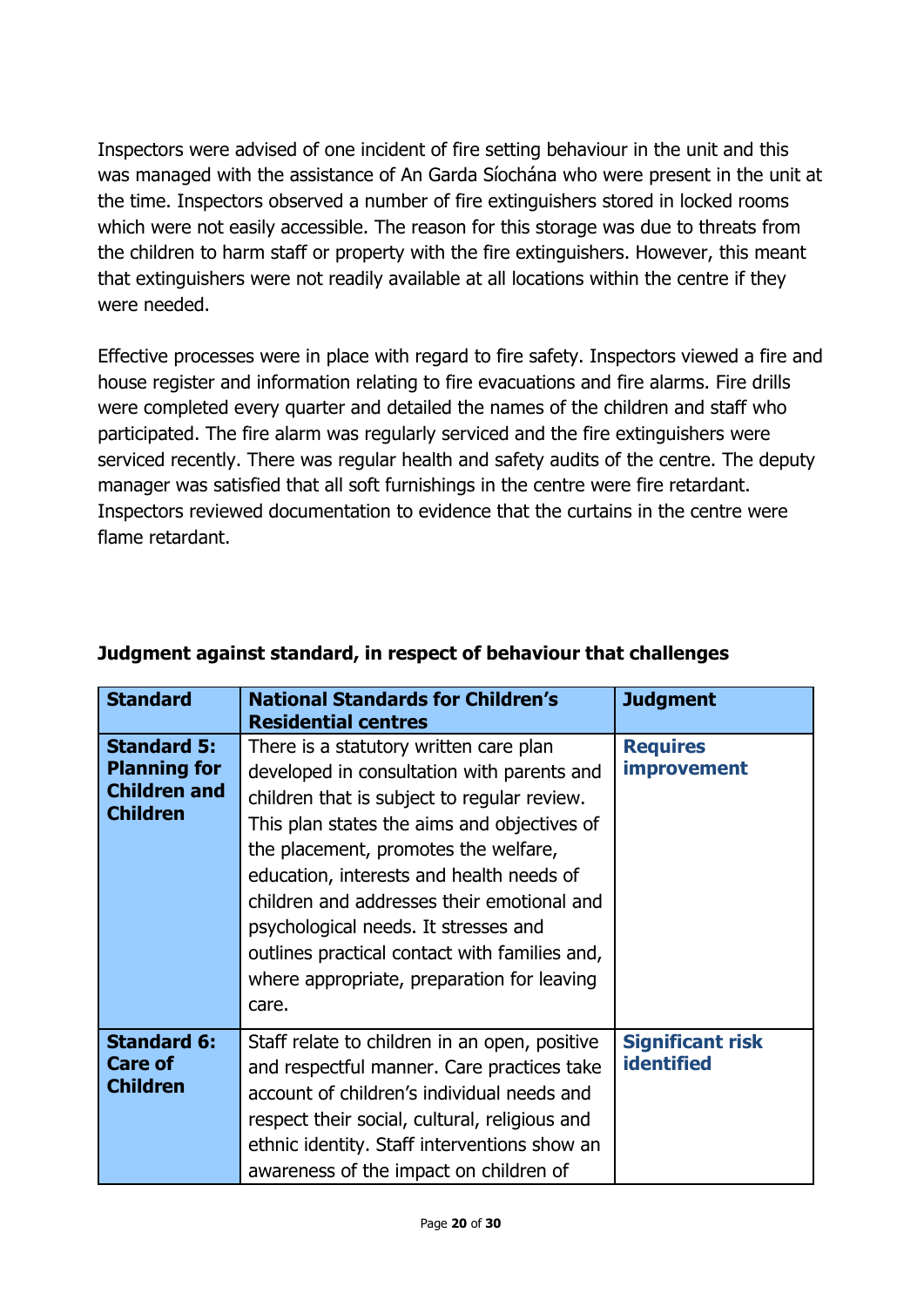Inspectors were advised of one incident of fire setting behaviour in the unit and this was managed with the assistance of An Garda Síochána who were present in the unit at the time. Inspectors observed a number of fire extinguishers stored in locked rooms which were not easily accessible. The reason for this storage was due to threats from the children to harm staff or property with the fire extinguishers. However, this meant that extinguishers were not readily available at all locations within the centre if they were needed.

Effective processes were in place with regard to fire safety. Inspectors viewed a fire and house register and information relating to fire evacuations and fire alarms. Fire drills were completed every quarter and detailed the names of the children and staff who participated. The fire alarm was regularly serviced and the fire extinguishers were serviced recently. There was regular health and safety audits of the centre. The deputy manager was satisfied that all soft furnishings in the centre were fire retardant. Inspectors reviewed documentation to evidence that the curtains in the centre were flame retardant.

### Judgment against standard, in respect of behaviour that challenges

| Standard | National Standards for Children's Residential centres | Judgment |
|---|---|---|
| **Standard 5: Planning for Children and Children** | There is a statutory written care plan developed in consultation with parents and children that is subject to regular review. This plan states the aims and objectives of the placement, promotes the welfare, education, interests and health needs of children and addresses their emotional and psychological needs. It stresses and outlines practical contact with families and, where appropriate, preparation for leaving care. | **Requires improvement** |
| **Standard 6: Care of Children** | Staff relate to children in an open, positive and respectful manner. Care practices take account of children's individual needs and respect their social, cultural, religious and ethnic identity. Staff interventions show an awareness of the impact on children of | **Significant risk identified** |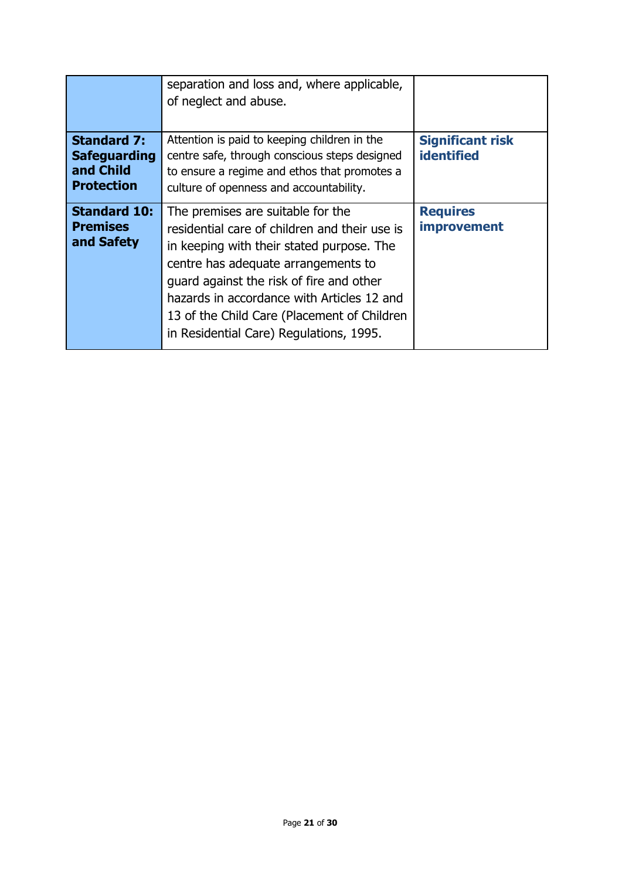| | | |
|---|---|---|
| | separation and loss and, where applicable, of neglect and abuse. | |
| **Standard 7: Safeguarding and Child Protection** | Attention is paid to keeping children in the centre safe, through conscious steps designed to ensure a regime and ethos that promotes a culture of openness and accountability. | **Significant risk identified** |
| **Standard 10: Premises and Safety** | The premises are suitable for the residential care of children and their use is in keeping with their stated purpose. The centre has adequate arrangements to guard against the risk of fire and other hazards in accordance with Articles 12 and 13 of the Child Care (Placement of Children in Residential Care) Regulations, 1995. | **Requires improvement** |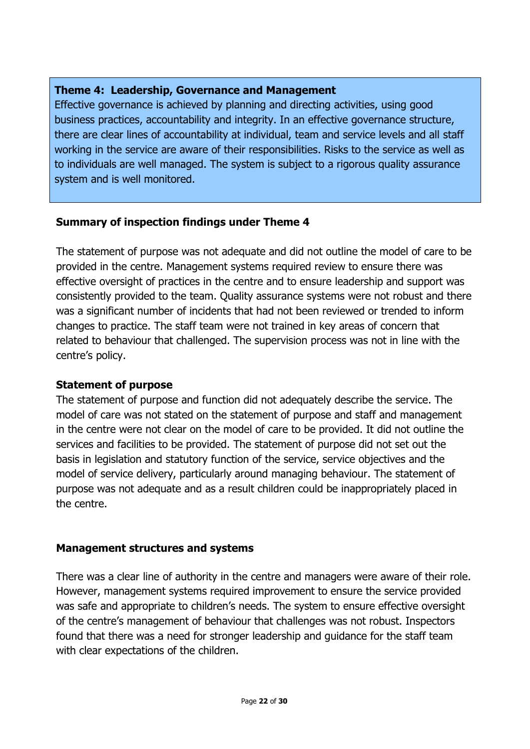**Theme 4: Leadership, Governance and Management**

Effective governance is achieved by planning and directing activities, using good business practices, accountability and integrity. In an effective governance structure, there are clear lines of accountability at individual, team and service levels and all staff working in the service are aware of their responsibilities. Risks to the service as well as to individuals are well managed. The system is subject to a rigorous quality assurance system and is well monitored.

### Summary of inspection findings under Theme 4

The statement of purpose was not adequate and did not outline the model of care to be provided in the centre. Management systems required review to ensure there was effective oversight of practices in the centre and to ensure leadership and support was consistently provided to the team. Quality assurance systems were not robust and there was a significant number of incidents that had not been reviewed or trended to inform changes to practice. The staff team were not trained in key areas of concern that related to behaviour that challenged. The supervision process was not in line with the centre's policy.

### Statement of purpose

The statement of purpose and function did not adequately describe the service. The model of care was not stated on the statement of purpose and staff and management in the centre were not clear on the model of care to be provided. It did not outline the services and facilities to be provided. The statement of purpose did not set out the basis in legislation and statutory function of the service, service objectives and the model of service delivery, particularly around managing behaviour. The statement of purpose was not adequate and as a result children could be inappropriately placed in the centre.

### Management structures and systems

There was a clear line of authority in the centre and managers were aware of their role. However, management systems required improvement to ensure the service provided was safe and appropriate to children's needs. The system to ensure effective oversight of the centre's management of behaviour that challenges was not robust. Inspectors found that there was a need for stronger leadership and guidance for the staff team with clear expectations of the children.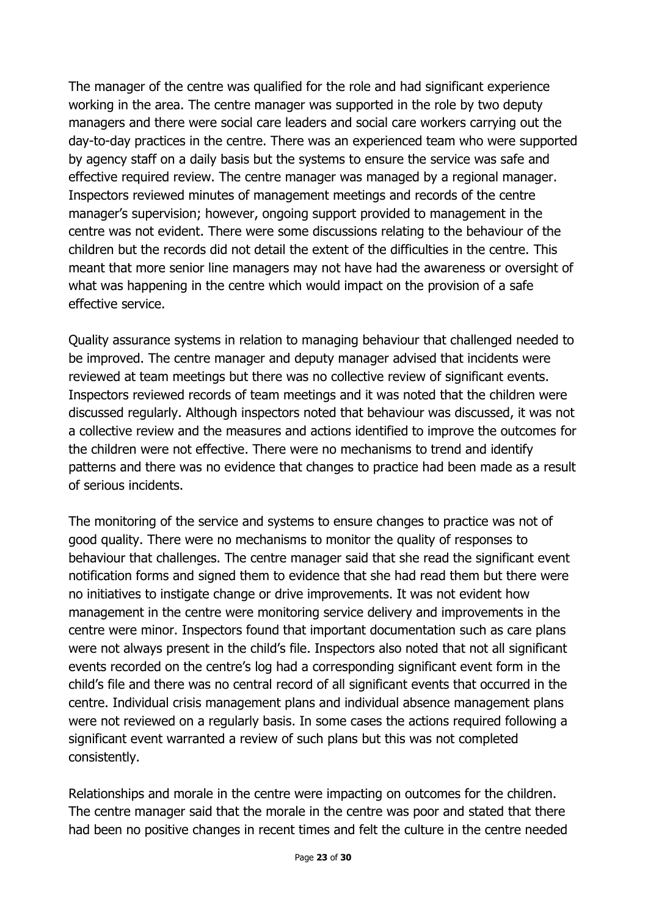The manager of the centre was qualified for the role and had significant experience working in the area. The centre manager was supported in the role by two deputy managers and there were social care leaders and social care workers carrying out the day-to-day practices in the centre. There was an experienced team who were supported by agency staff on a daily basis but the systems to ensure the service was safe and effective required review. The centre manager was managed by a regional manager. Inspectors reviewed minutes of management meetings and records of the centre manager's supervision; however, ongoing support provided to management in the centre was not evident. There were some discussions relating to the behaviour of the children but the records did not detail the extent of the difficulties in the centre. This meant that more senior line managers may not have had the awareness or oversight of what was happening in the centre which would impact on the provision of a safe effective service.

Quality assurance systems in relation to managing behaviour that challenged needed to be improved. The centre manager and deputy manager advised that incidents were reviewed at team meetings but there was no collective review of significant events. Inspectors reviewed records of team meetings and it was noted that the children were discussed regularly. Although inspectors noted that behaviour was discussed, it was not a collective review and the measures and actions identified to improve the outcomes for the children were not effective. There were no mechanisms to trend and identify patterns and there was no evidence that changes to practice had been made as a result of serious incidents.

The monitoring of the service and systems to ensure changes to practice was not of good quality. There were no mechanisms to monitor the quality of responses to behaviour that challenges. The centre manager said that she read the significant event notification forms and signed them to evidence that she had read them but there were no initiatives to instigate change or drive improvements. It was not evident how management in the centre were monitoring service delivery and improvements in the centre were minor. Inspectors found that important documentation such as care plans were not always present in the child's file. Inspectors also noted that not all significant events recorded on the centre's log had a corresponding significant event form in the child's file and there was no central record of all significant events that occurred in the centre. Individual crisis management plans and individual absence management plans were not reviewed on a regularly basis. In some cases the actions required following a significant event warranted a review of such plans but this was not completed consistently.

Relationships and morale in the centre were impacting on outcomes for the children. The centre manager said that the morale in the centre was poor and stated that there had been no positive changes in recent times and felt the culture in the centre needed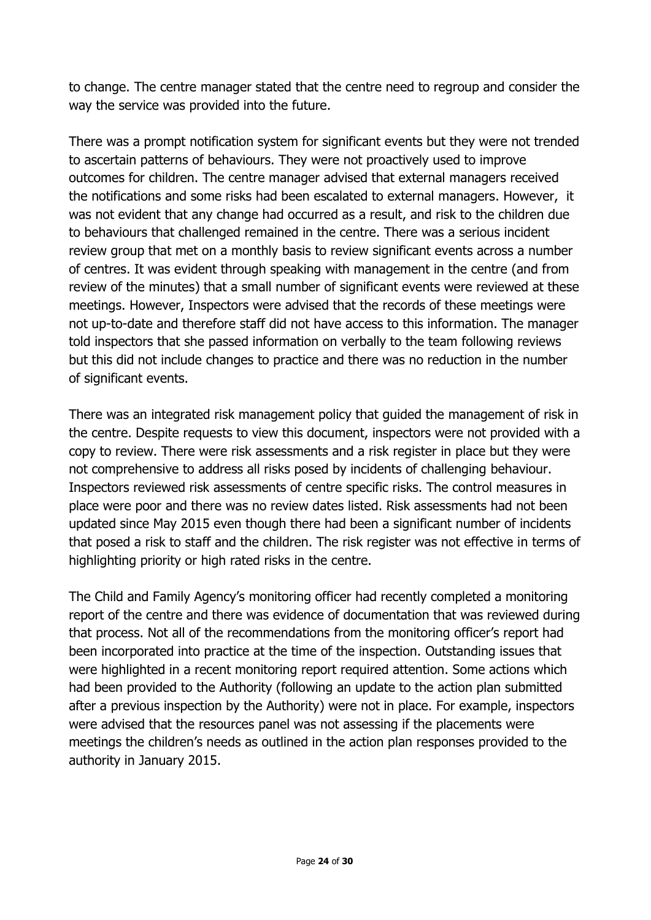to change. The centre manager stated that the centre need to regroup and consider the way the service was provided into the future.

There was a prompt notification system for significant events but they were not trended to ascertain patterns of behaviours. They were not proactively used to improve outcomes for children. The centre manager advised that external managers received the notifications and some risks had been escalated to external managers. However, it was not evident that any change had occurred as a result, and risk to the children due to behaviours that challenged remained in the centre. There was a serious incident review group that met on a monthly basis to review significant events across a number of centres. It was evident through speaking with management in the centre (and from review of the minutes) that a small number of significant events were reviewed at these meetings. However, Inspectors were advised that the records of these meetings were not up-to-date and therefore staff did not have access to this information. The manager told inspectors that she passed information on verbally to the team following reviews but this did not include changes to practice and there was no reduction in the number of significant events.

There was an integrated risk management policy that guided the management of risk in the centre. Despite requests to view this document, inspectors were not provided with a copy to review. There were risk assessments and a risk register in place but they were not comprehensive to address all risks posed by incidents of challenging behaviour. Inspectors reviewed risk assessments of centre specific risks. The control measures in place were poor and there was no review dates listed. Risk assessments had not been updated since May 2015 even though there had been a significant number of incidents that posed a risk to staff and the children. The risk register was not effective in terms of highlighting priority or high rated risks in the centre.

The Child and Family Agency's monitoring officer had recently completed a monitoring report of the centre and there was evidence of documentation that was reviewed during that process. Not all of the recommendations from the monitoring officer's report had been incorporated into practice at the time of the inspection. Outstanding issues that were highlighted in a recent monitoring report required attention. Some actions which had been provided to the Authority (following an update to the action plan submitted after a previous inspection by the Authority) were not in place. For example, inspectors were advised that the resources panel was not assessing if the placements were meetings the children's needs as outlined in the action plan responses provided to the authority in January 2015.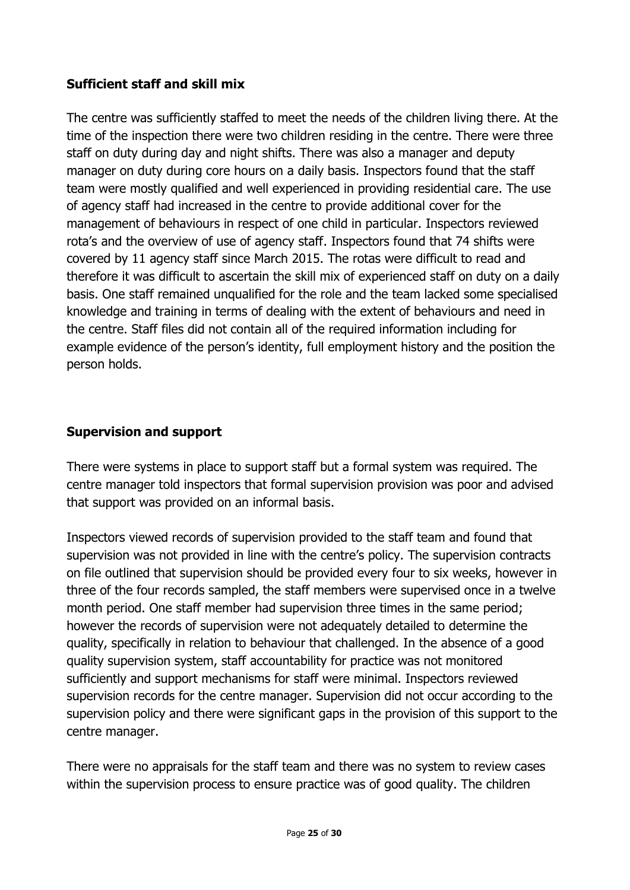**Sufficient staff and skill mix**

The centre was sufficiently staffed to meet the needs of the children living there. At the time of the inspection there were two children residing in the centre. There were three staff on duty during day and night shifts. There was also a manager and deputy manager on duty during core hours on a daily basis. Inspectors found that the staff team were mostly qualified and well experienced in providing residential care. The use of agency staff had increased in the centre to provide additional cover for the management of behaviours in respect of one child in particular. Inspectors reviewed rota's and the overview of use of agency staff. Inspectors found that 74 shifts were covered by 11 agency staff since March 2015. The rotas were difficult to read and therefore it was difficult to ascertain the skill mix of experienced staff on duty on a daily basis. One staff remained unqualified for the role and the team lacked some specialised knowledge and training in terms of dealing with the extent of behaviours and need in the centre. Staff files did not contain all of the required information including for example evidence of the person's identity, full employment history and the position the person holds.

**Supervision and support**

There were systems in place to support staff but a formal system was required. The centre manager told inspectors that formal supervision provision was poor and advised that support was provided on an informal basis.

Inspectors viewed records of supervision provided to the staff team and found that supervision was not provided in line with the centre's policy. The supervision contracts on file outlined that supervision should be provided every four to six weeks, however in three of the four records sampled, the staff members were supervised once in a twelve month period. One staff member had supervision three times in the same period; however the records of supervision were not adequately detailed to determine the quality, specifically in relation to behaviour that challenged. In the absence of a good quality supervision system, staff accountability for practice was not monitored sufficiently and support mechanisms for staff were minimal. Inspectors reviewed supervision records for the centre manager. Supervision did not occur according to the supervision policy and there were significant gaps in the provision of this support to the centre manager.

There were no appraisals for the staff team and there was no system to review cases within the supervision process to ensure practice was of good quality. The children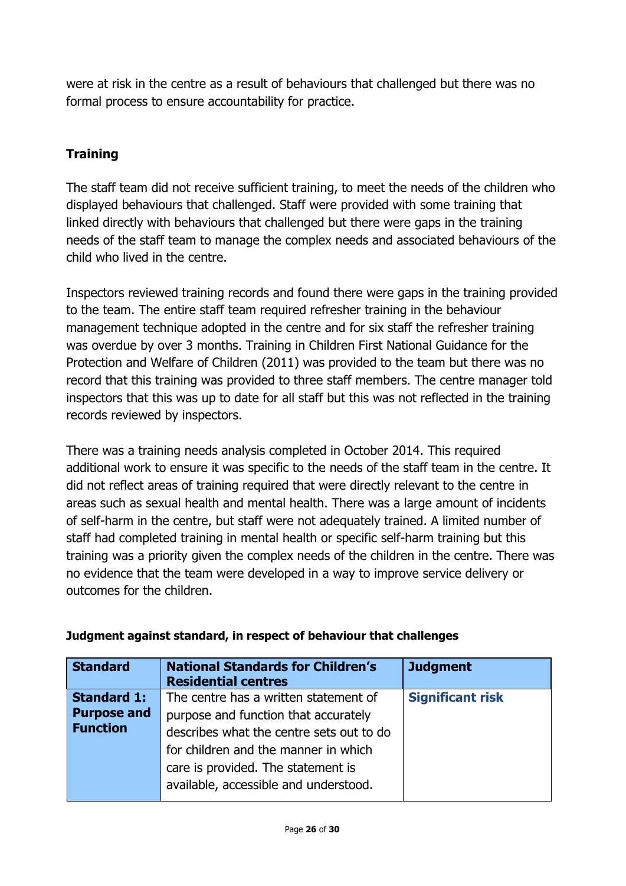were at risk in the centre as a result of behaviours that challenged but there was no formal process to ensure accountability for practice.

**Training**

The staff team did not receive sufficient training, to meet the needs of the children who displayed behaviours that challenged. Staff were provided with some training that linked directly with behaviours that challenged but there were gaps in the training needs of the staff team to manage the complex needs and associated behaviours of the child who lived in the centre.

Inspectors reviewed training records and found there were gaps in the training provided to the team. The entire staff team required refresher training in the behaviour management technique adopted in the centre and for six staff the refresher training was overdue by over 3 months. Training in Children First National Guidance for the Protection and Welfare of Children (2011) was provided to the team but there was no record that this training was provided to three staff members. The centre manager told inspectors that this was up to date for all staff but this was not reflected in the training records reviewed by inspectors.

There was a training needs analysis completed in October 2014. This required additional work to ensure it was specific to the needs of the staff team in the centre. It did not reflect areas of training required that were directly relevant to the centre in areas such as sexual health and mental health. There was a large amount of incidents of self-harm in the centre, but staff were not adequately trained. A limited number of staff had completed training in mental health or specific self-harm training but this training was a priority given the complex needs of the children in the centre. There was no evidence that the team were developed in a way to improve service delivery or outcomes for the children.

**Judgment against standard, in respect of behaviour that challenges**

| Standard | National Standards for Children's Residential centres | Judgment |
|---|---|---|
| **Standard 1: Purpose and Function** | The centre has a written statement of purpose and function that accurately describes what the centre sets out to do for children and the manner in which care is provided. The statement is available, accessible and understood. | **Significant risk** |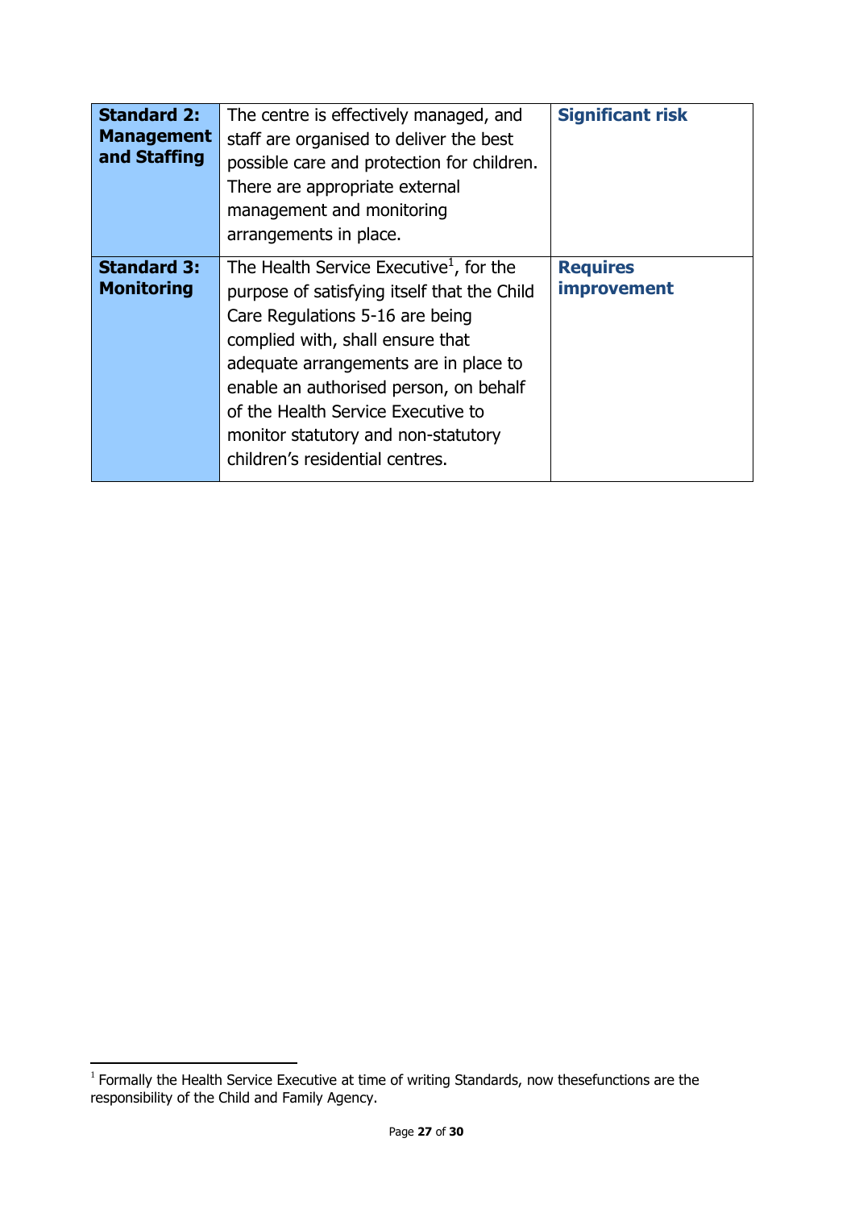| **Standard 2: Management and Staffing** | The centre is effectively managed, and staff are organised to deliver the best possible care and protection for children. There are appropriate external management and monitoring arrangements in place. | **Significant risk** |
|---|---|---|
| **Standard 3: Monitoring** | The Health Service Executive[1], for the purpose of satisfying itself that the Child Care Regulations 5-16 are being complied with, shall ensure that adequate arrangements are in place to enable an authorised person, on behalf of the Health Service Executive to monitor statutory and non-statutory children's residential centres. | **Requires improvement** |

[1] Formally the Health Service Executive at time of writing Standards, now thesefunctions are the responsibility of the Child and Family Agency.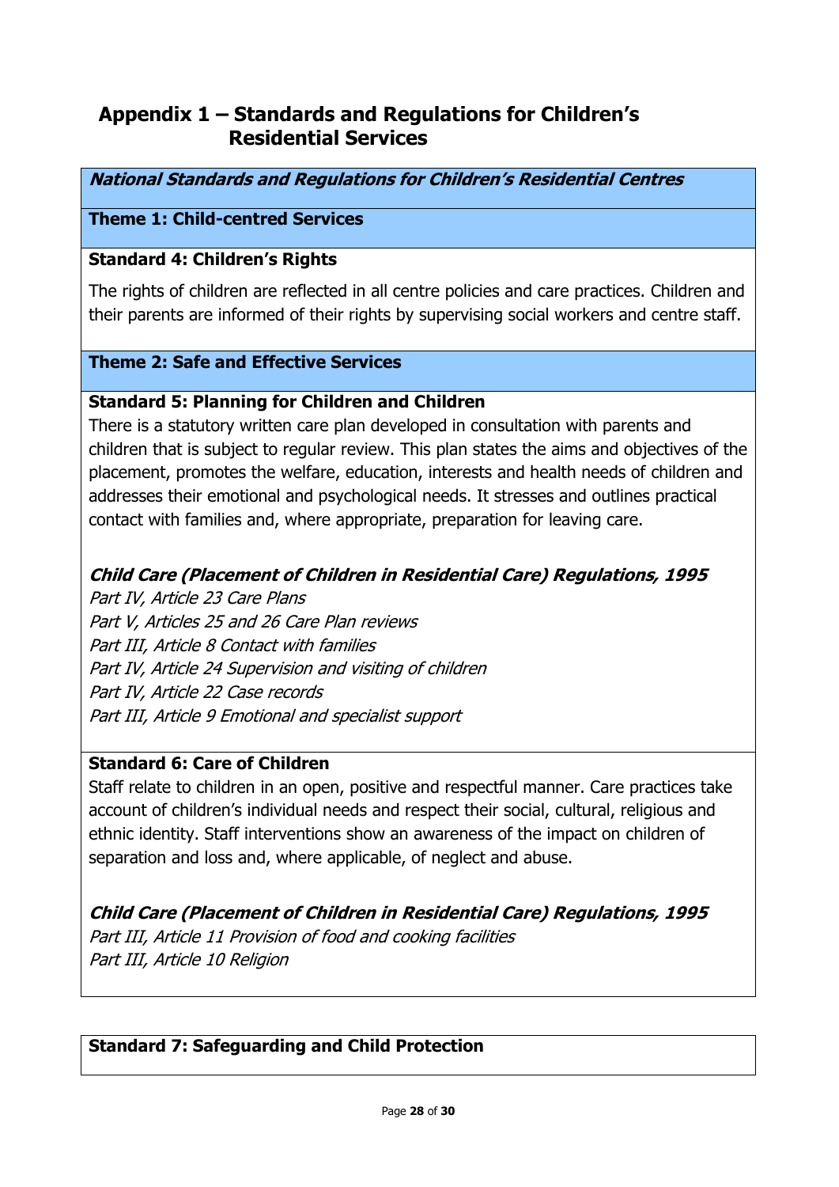# Appendix 1 – Standards and Regulations for Children's Residential Services

***National Standards and Regulations for Children's Residential Centres***

**Theme 1: Child-centred Services**

**Standard 4: Children's Rights**

The rights of children are reflected in all centre policies and care practices. Children and their parents are informed of their rights by supervising social workers and centre staff.

**Theme 2: Safe and Effective Services**

**Standard 5: Planning for Children and Children**

There is a statutory written care plan developed in consultation with parents and children that is subject to regular review. This plan states the aims and objectives of the placement, promotes the welfare, education, interests and health needs of children and addresses their emotional and psychological needs. It stresses and outlines practical contact with families and, where appropriate, preparation for leaving care.

***Child Care (Placement of Children in Residential Care) Regulations, 1995***

*Part IV, Article 23 Care Plans*
*Part V, Articles 25 and 26 Care Plan reviews*
*Part III, Article 8 Contact with families*
*Part IV, Article 24 Supervision and visiting of children*
*Part IV, Article 22 Case records*
*Part III, Article 9 Emotional and specialist support*

**Standard 6: Care of Children**

Staff relate to children in an open, positive and respectful manner. Care practices take account of children's individual needs and respect their social, cultural, religious and ethnic identity. Staff interventions show an awareness of the impact on children of separation and loss and, where applicable, of neglect and abuse.

***Child Care (Placement of Children in Residential Care) Regulations, 1995***

*Part III, Article 11 Provision of food and cooking facilities*
*Part III, Article 10 Religion*

**Standard 7: Safeguarding and Child Protection**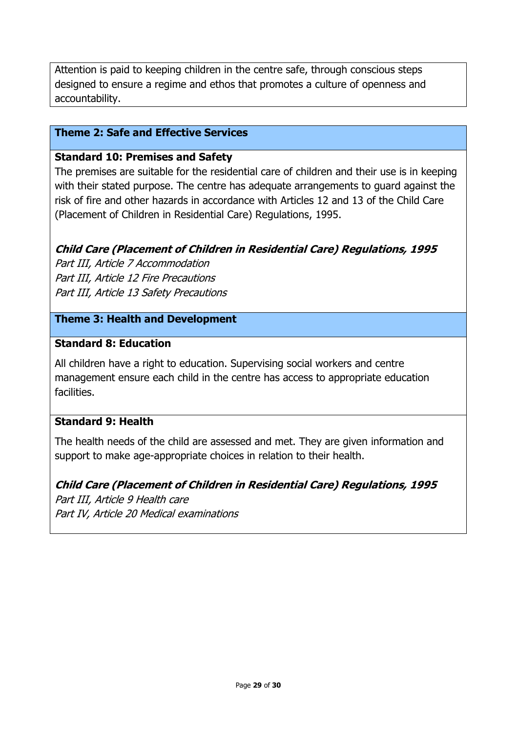Attention is paid to keeping children in the centre safe, through conscious steps designed to ensure a regime and ethos that promotes a culture of openness and accountability.

**Theme 2: Safe and Effective Services**

**Standard 10: Premises and Safety**

The premises are suitable for the residential care of children and their use is in keeping with their stated purpose. The centre has adequate arrangements to guard against the risk of fire and other hazards in accordance with Articles 12 and 13 of the Child Care (Placement of Children in Residential Care) Regulations, 1995.

***Child Care (Placement of Children in Residential Care) Regulations, 1995***

*Part III, Article 7 Accommodation*
*Part III, Article 12 Fire Precautions*
*Part III, Article 13 Safety Precautions*

**Theme 3: Health and Development**

**Standard 8: Education**

All children have a right to education. Supervising social workers and centre management ensure each child in the centre has access to appropriate education facilities.

**Standard 9: Health**

The health needs of the child are assessed and met. They are given information and support to make age-appropriate choices in relation to their health.

***Child Care (Placement of Children in Residential Care) Regulations, 1995***

*Part III, Article 9 Health care*
*Part IV, Article 20 Medical examinations*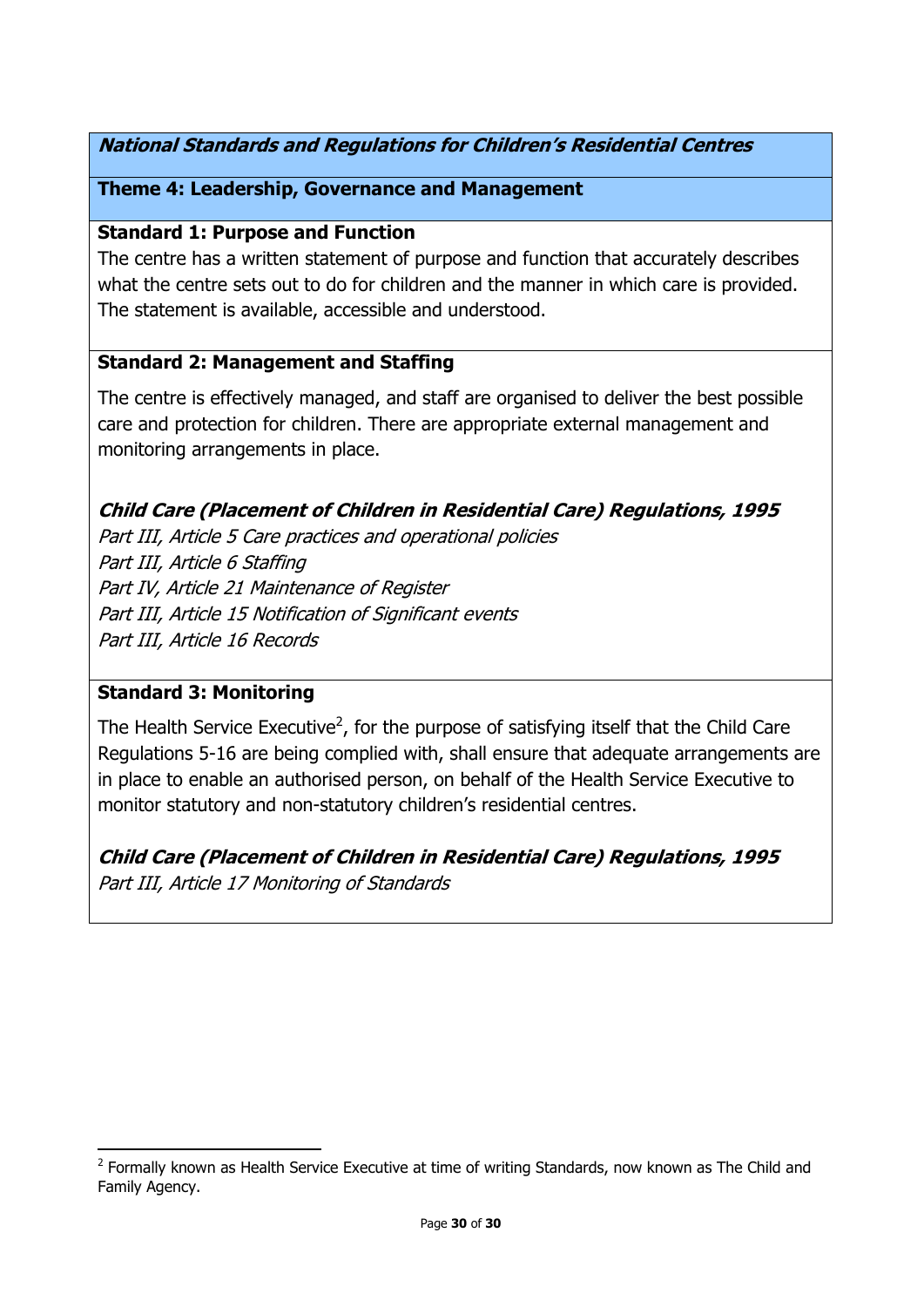***National Standards and Regulations for Children's Residential Centres***

**Theme 4: Leadership, Governance and Management**

**Standard 1: Purpose and Function**

The centre has a written statement of purpose and function that accurately describes what the centre sets out to do for children and the manner in which care is provided. The statement is available, accessible and understood.

**Standard 2: Management and Staffing**

The centre is effectively managed, and staff are organised to deliver the best possible care and protection for children. There are appropriate external management and monitoring arrangements in place.

***Child Care (Placement of Children in Residential Care) Regulations, 1995***

*Part III, Article 5 Care practices and operational policies*
*Part III, Article 6 Staffing*
*Part IV, Article 21 Maintenance of Register*
*Part III, Article 15 Notification of Significant events*
*Part III, Article 16 Records*

**Standard 3: Monitoring**

The Health Service Executive[2], for the purpose of satisfying itself that the Child Care Regulations 5-16 are being complied with, shall ensure that adequate arrangements are in place to enable an authorised person, on behalf of the Health Service Executive to monitor statutory and non-statutory children's residential centres.

***Child Care (Placement of Children in Residential Care) Regulations, 1995***

*Part III, Article 17 Monitoring of Standards*

---

[2] Formally known as Health Service Executive at time of writing Standards, now known as The Child and Family Agency.